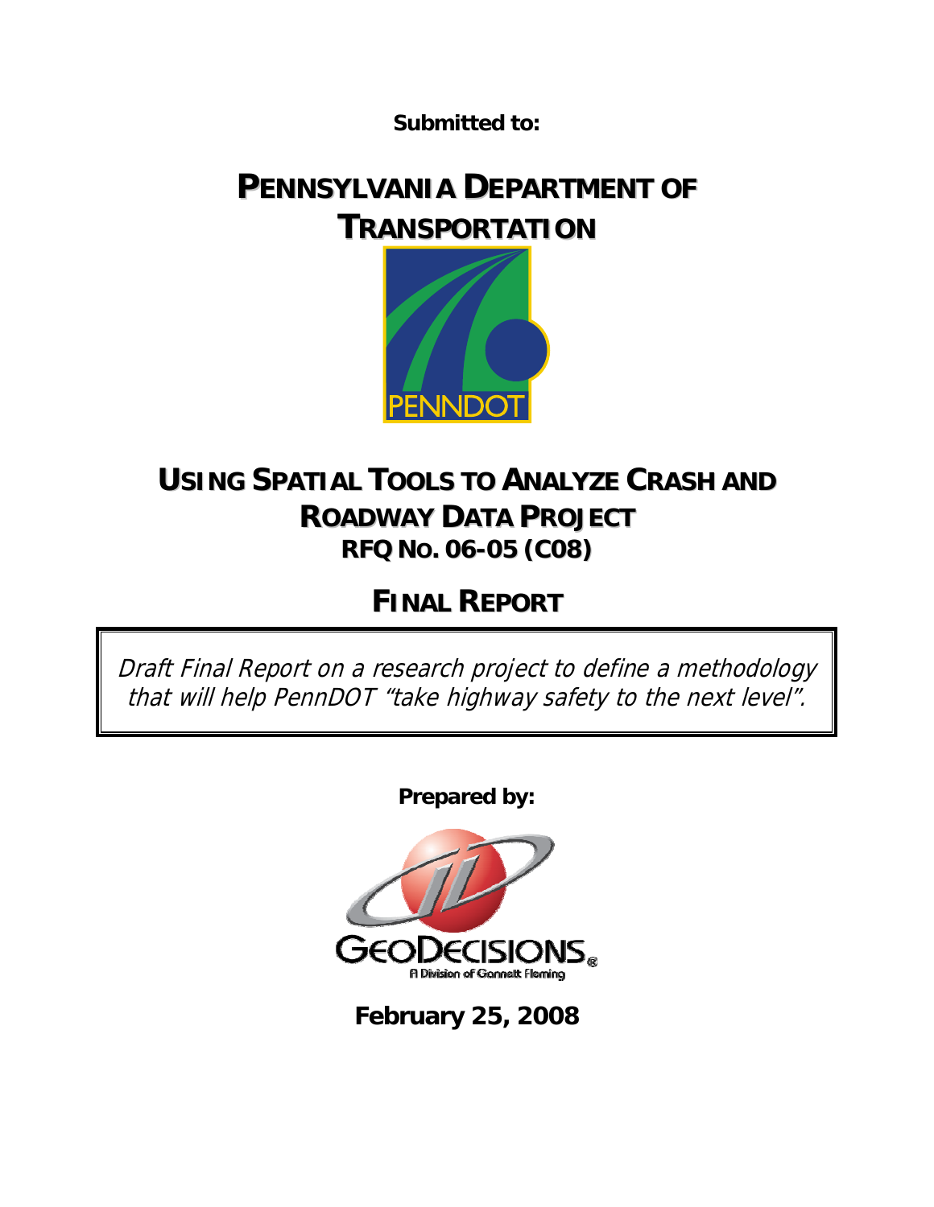**Submitted to:**

# PENNSYLVANIA DEPARTMENT OF TRANSPORTATION

PENNDOT

## USING SPATIAL TOOLS TO ANALYZE CRASH AND ROADWAY DATA PROJECT

### RFQ NO. 06-05 (C08)

## FINAL REPORT

*Draft Final Report on a research project to define a methodology that will help PennDOT "take highway safety to the next level".*

**Prepared by:**

GEODECISIONS®
A Division of Gannett Fleming

**February 25, 2008**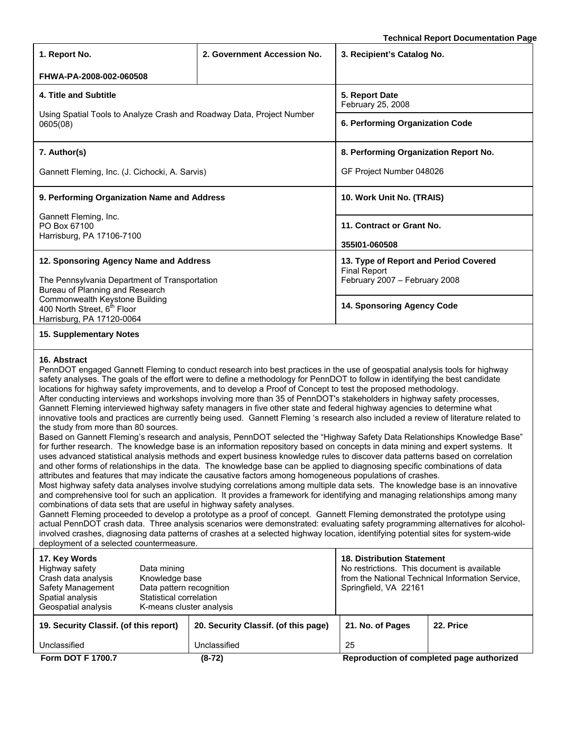**Technical Report Documentation Page**

| **1. Report No.**<br><br>**FHWA-PA-2008-002-060508** | **2. Government Accession No.** | **3. Recipient's Catalog No.** | |
|---|---|---|---|
| **4. Title and Subtitle**<br><br>Using Spatial Tools to Analyze Crash and Roadway Data, Project Number 0605(08) | | **5. Report Date**<br>February 25, 2008<br><br>**6. Performing Organization Code** | |
| **7. Author(s)**<br><br>Gannett Fleming, Inc. (J. Cichocki, A. Sarvis) | | **8. Performing Organization Report No.**<br><br>GF Project Number 048026 | |
| **9. Performing Organization Name and Address**<br><br>Gannett Fleming, Inc.<br>PO Box 67100<br>Harrisburg, PA 17106-7100 | | **10. Work Unit No. (TRAIS)**<br><br>**11. Contract or Grant No.**<br><br>**355I01-060508** | |
| **12. Sponsoring Agency Name and Address**<br><br>The Pennsylvania Department of Transportation<br>Bureau of Planning and Research<br>Commonwealth Keystone Building<br>400 North Street, 6th Floor<br>Harrisburg, PA 17120-0064 | | **13. Type of Report and Period Covered**<br>Final Report<br>February 2007 – February 2008<br><br>**14. Sponsoring Agency Code** | |
| **15. Supplementary Notes** | | | |

**16. Abstract**

PennDOT engaged Gannett Fleming to conduct research into best practices in the use of geospatial analysis tools for highway safety analyses. The goals of the effort were to define a methodology for PennDOT to follow in identifying the best candidate locations for highway safety improvements, and to develop a Proof of Concept to test the proposed methodology.

After conducting interviews and workshops involving more than 35 of PennDOT's stakeholders in highway safety processes, Gannett Fleming interviewed highway safety managers in five other state and federal highway agencies to determine what innovative tools and practices are currently being used. Gannett Fleming 's research also included a review of literature related to the study from more than 80 sources.

Based on Gannett Fleming's research and analysis, PennDOT selected the "Highway Safety Data Relationships Knowledge Base" for further research. The knowledge base is an information repository based on concepts in data mining and expert systems. It uses advanced statistical analysis methods and expert business knowledge rules to discover data patterns based on correlation and other forms of relationships in the data. The knowledge base can be applied to diagnosing specific combinations of data attributes and features that may indicate the causative factors among homogeneous populations of crashes.

Most highway safety data analyses involve studying correlations among multiple data sets. The knowledge base is an innovative and comprehensive tool for such an application. It provides a framework for identifying and managing relationships among many combinations of data sets that are useful in highway safety analyses.

Gannett Fleming proceeded to develop a prototype as a proof of concept. Gannett Fleming demonstrated the prototype using actual PennDOT crash data. Three analysis scenarios were demonstrated: evaluating safety programming alternatives for alcohol-involved crashes, diagnosing data patterns of crashes at a selected highway location, identifying potential sites for system-wide deployment of a selected countermeasure.

| **17. Key Words** | | **18. Distribution Statement** | |
|---|---|---|---|
| Highway safety<br>Crash data analysis<br>Safety Management<br>Spatial analysis<br>Geospatial analysis | Data mining<br>Knowledge base<br>Data pattern recognition<br>Statistical correlation<br>K-means cluster analysis | No restrictions. This document is available from the National Technical Information Service, Springfield, VA 22161 | |
| **19. Security Classif. (of this report)** | **20. Security Classif. (of this page)** | **21. No. of Pages** | **22. Price** |
| Unclassified | Unclassified | 25 | |

**Form DOT F 1700.7** (8-72) **Reproduction of completed page authorized**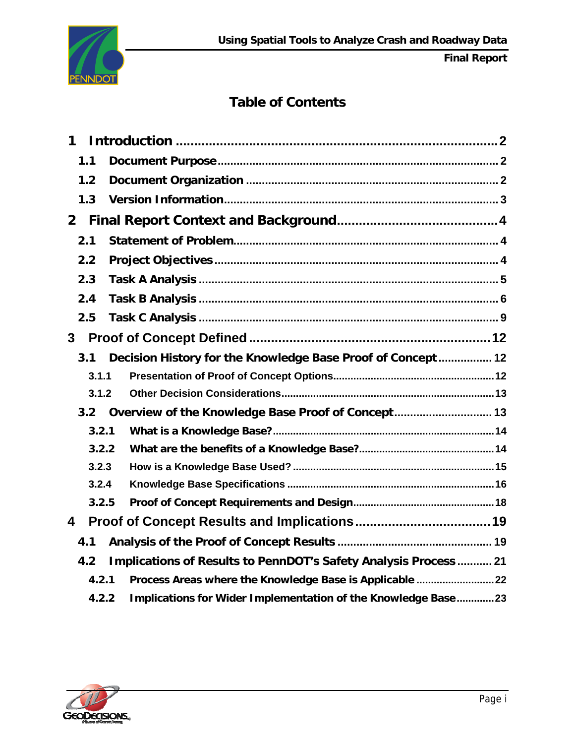# Table of Contents

1 Introduction .......................................................................... 2
  1.1 Document Purpose .......................................................................... 2
  1.2 Document Organization .......................................................................... 2
  1.3 Version Information .......................................................................... 3
2 Final Report Context and Background .......................................................................... 4
  2.1 Statement of Problem .......................................................................... 4
  2.2 Project Objectives .......................................................................... 4
  2.3 Task A Analysis .......................................................................... 5
  2.4 Task B Analysis .......................................................................... 6
  2.5 Task C Analysis .......................................................................... 9
3 Proof of Concept Defined .......................................................................... 12
  3.1 Decision History for the Knowledge Base Proof of Concept .......................................................................... 12
    3.1.1 Presentation of Proof of Concept Options .......................................................................... 12
    3.1.2 Other Decision Considerations .......................................................................... 13
  3.2 Overview of the Knowledge Base Proof of Concept .......................................................................... 13
    3.2.1 What is a Knowledge Base? .......................................................................... 14
    3.2.2 What are the benefits of a Knowledge Base? .......................................................................... 14
    3.2.3 How is a Knowledge Base Used? .......................................................................... 15
    3.2.4 Knowledge Base Specifications .......................................................................... 16
    3.2.5 Proof of Concept Requirements and Design .......................................................................... 18
4 Proof of Concept Results and Implications .......................................................................... 19
  4.1 Analysis of the Proof of Concept Results .......................................................................... 19
  4.2 Implications of Results to PennDOT's Safety Analysis Process .......................................................................... 21
    4.2.1 Process Areas where the Knowledge Base is Applicable .......................................................................... 22
    4.2.2 Implications for Wider Implementation of the Knowledge Base .......................................................................... 23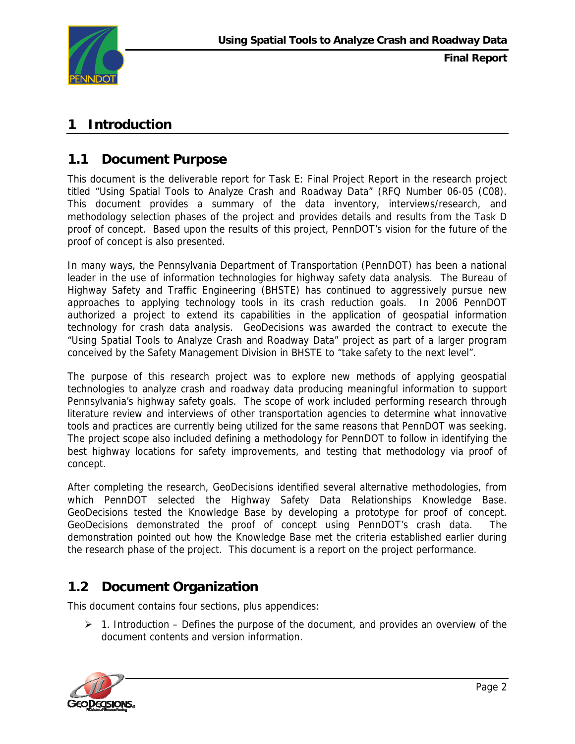# 1 Introduction

## 1.1 Document Purpose

This document is the deliverable report for Task E: Final Project Report in the research project titled "Using Spatial Tools to Analyze Crash and Roadway Data" (RFQ Number 06-05 (C08). This document provides a summary of the data inventory, interviews/research, and methodology selection phases of the project and provides details and results from the Task D proof of concept. Based upon the results of this project, PennDOT's vision for the future of the proof of concept is also presented.

In many ways, the Pennsylvania Department of Transportation (PennDOT) has been a national leader in the use of information technologies for highway safety data analysis. The Bureau of Highway Safety and Traffic Engineering (BHSTE) has continued to aggressively pursue new approaches to applying technology tools in its crash reduction goals. In 2006 PennDOT authorized a project to extend its capabilities in the application of geospatial information technology for crash data analysis. GeoDecisions was awarded the contract to execute the "Using Spatial Tools to Analyze Crash and Roadway Data" project as part of a larger program conceived by the Safety Management Division in BHSTE to "take safety to the next level".

The purpose of this research project was to explore new methods of applying geospatial technologies to analyze crash and roadway data producing meaningful information to support Pennsylvania's highway safety goals. The scope of work included performing research through literature review and interviews of other transportation agencies to determine what innovative tools and practices are currently being utilized for the same reasons that PennDOT was seeking. The project scope also included defining a methodology for PennDOT to follow in identifying the best highway locations for safety improvements, and testing that methodology via proof of concept.

After completing the research, GeoDecisions identified several alternative methodologies, from which PennDOT selected the Highway Safety Data Relationships Knowledge Base. GeoDecisions tested the Knowledge Base by developing a prototype for proof of concept. GeoDecisions demonstrated the proof of concept using PennDOT's crash data. The demonstration pointed out how the Knowledge Base met the criteria established earlier during the research phase of the project. This document is a report on the project performance.

## 1.2 Document Organization

This document contains four sections, plus appendices:

- 1. Introduction – Defines the purpose of the document, and provides an overview of the document contents and version information.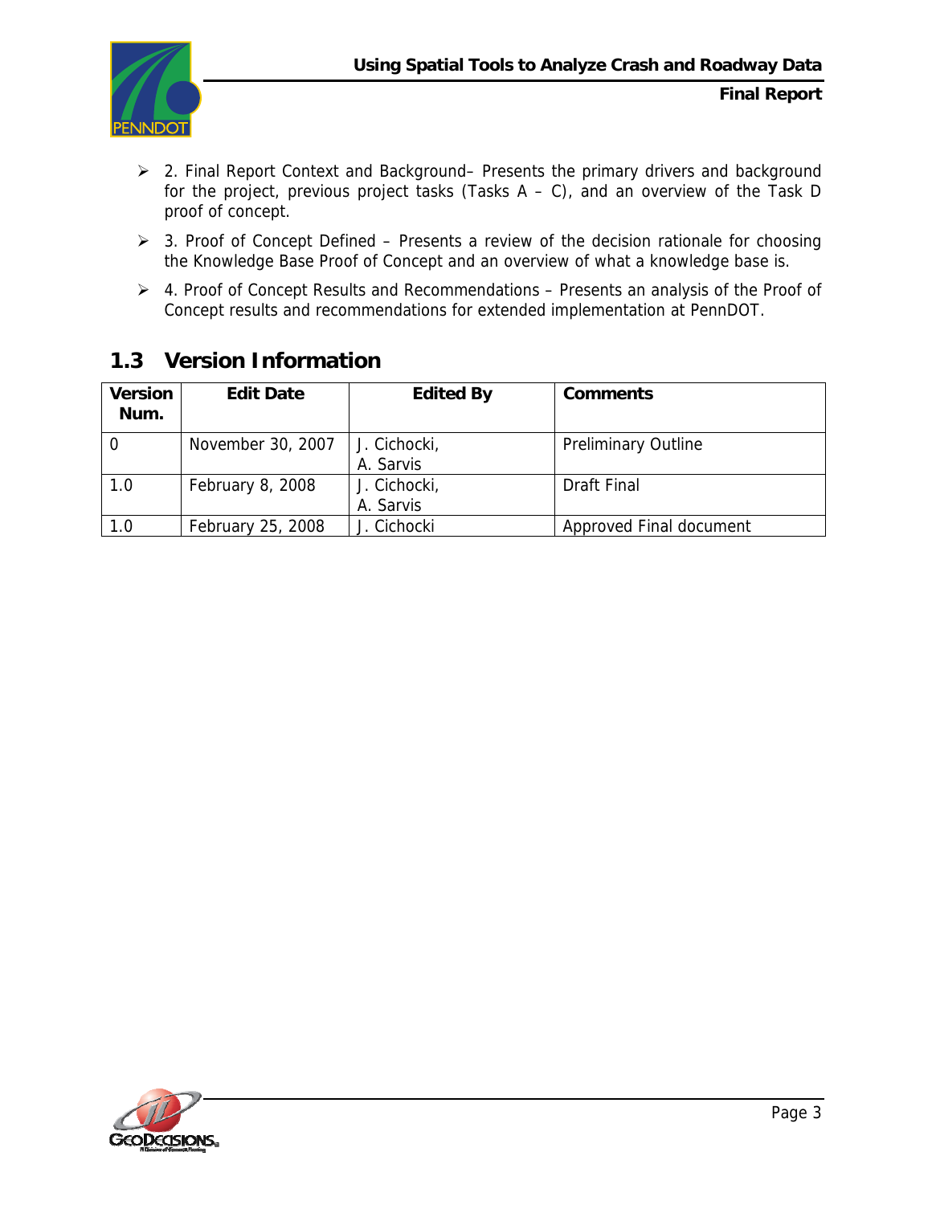- 2. Final Report Context and Background– Presents the primary drivers and background for the project, previous project tasks (Tasks A – C), and an overview of the Task D proof of concept.
- 3. Proof of Concept Defined – Presents a review of the decision rationale for choosing the Knowledge Base Proof of Concept and an overview of what a knowledge base is.
- 4. Proof of Concept Results and Recommendations – Presents an analysis of the Proof of Concept results and recommendations for extended implementation at PennDOT.

## 1.3 Version Information

| Version Num. | Edit Date | Edited By | Comments |
|---|---|---|---|
| 0 | November 30, 2007 | J. Cichocki, A. Sarvis | Preliminary Outline |
| 1.0 | February 8, 2008 | J. Cichocki, A. Sarvis | Draft Final |
| 1.0 | February 25, 2008 | J. Cichocki | Approved Final document |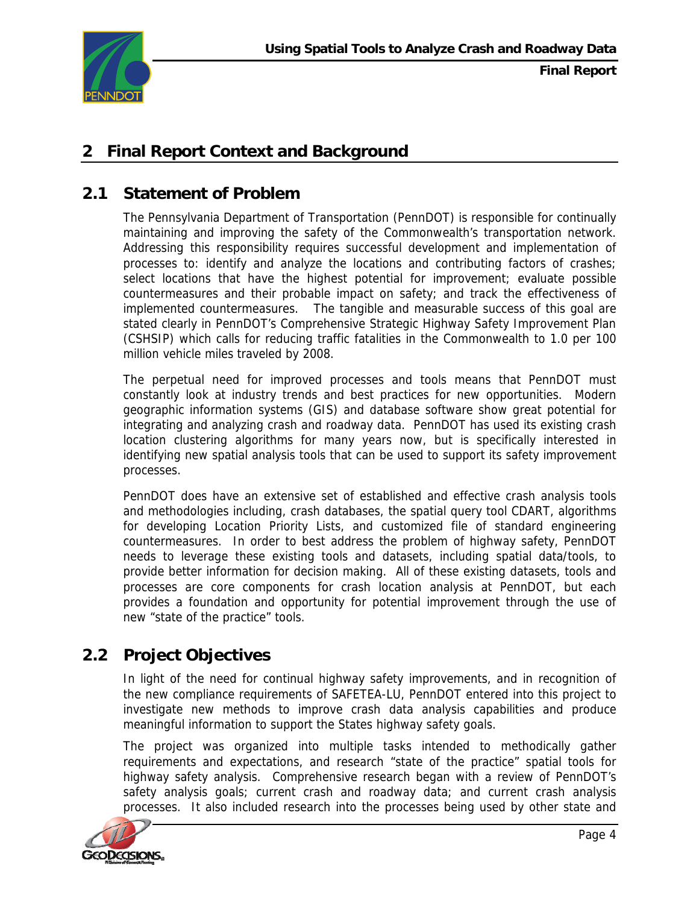# 2 Final Report Context and Background

## 2.1 Statement of Problem

The Pennsylvania Department of Transportation (PennDOT) is responsible for continually maintaining and improving the safety of the Commonwealth's transportation network. Addressing this responsibility requires successful development and implementation of processes to: identify and analyze the locations and contributing factors of crashes; select locations that have the highest potential for improvement; evaluate possible countermeasures and their probable impact on safety; and track the effectiveness of implemented countermeasures. The tangible and measurable success of this goal are stated clearly in PennDOT's Comprehensive Strategic Highway Safety Improvement Plan (CSHSIP) which calls for reducing traffic fatalities in the Commonwealth to 1.0 per 100 million vehicle miles traveled by 2008.

The perpetual need for improved processes and tools means that PennDOT must constantly look at industry trends and best practices for new opportunities. Modern geographic information systems (GIS) and database software show great potential for integrating and analyzing crash and roadway data. PennDOT has used its existing crash location clustering algorithms for many years now, but is specifically interested in identifying new spatial analysis tools that can be used to support its safety improvement processes.

PennDOT does have an extensive set of established and effective crash analysis tools and methodologies including, crash databases, the spatial query tool CDART, algorithms for developing Location Priority Lists, and customized file of standard engineering countermeasures. In order to best address the problem of highway safety, PennDOT needs to leverage these existing tools and datasets, including spatial data/tools, to provide better information for decision making. All of these existing datasets, tools and processes are core components for crash location analysis at PennDOT, but each provides a foundation and opportunity for potential improvement through the use of new "state of the practice" tools.

## 2.2 Project Objectives

In light of the need for continual highway safety improvements, and in recognition of the new compliance requirements of SAFETEA-LU, PennDOT entered into this project to investigate new methods to improve crash data analysis capabilities and produce meaningful information to support the States highway safety goals.

The project was organized into multiple tasks intended to methodically gather requirements and expectations, and research "state of the practice" spatial tools for highway safety analysis. Comprehensive research began with a review of PennDOT's safety analysis goals; current crash and roadway data; and current crash analysis processes. It also included research into the processes being used by other state and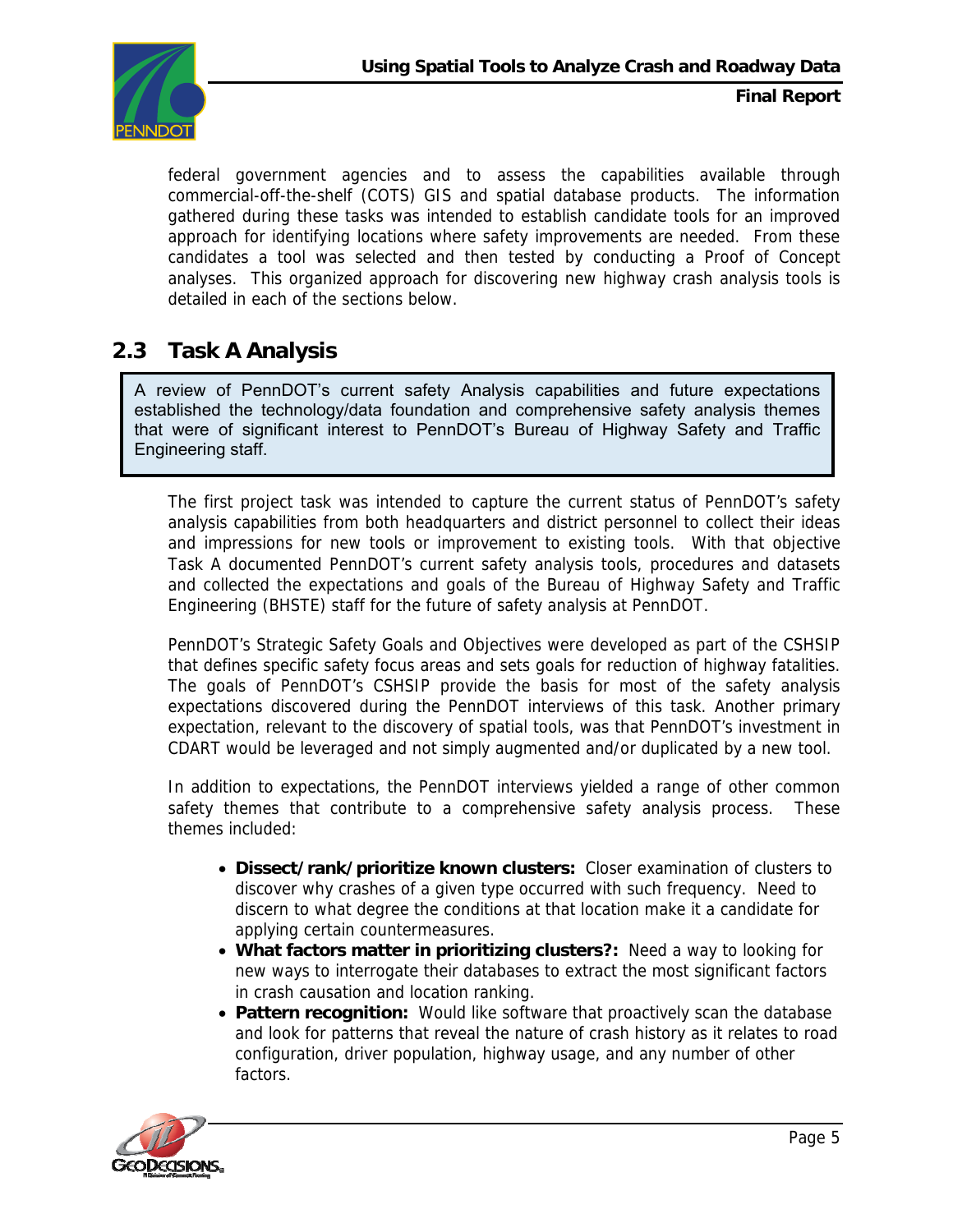federal government agencies and to assess the capabilities available through commercial-off-the-shelf (COTS) GIS and spatial database products. The information gathered during these tasks was intended to establish candidate tools for an improved approach for identifying locations where safety improvements are needed. From these candidates a tool was selected and then tested by conducting a Proof of Concept analyses. This organized approach for discovering new highway crash analysis tools is detailed in each of the sections below.

## 2.3 Task A Analysis

> A review of PennDOT's current safety Analysis capabilities and future expectations established the technology/data foundation and comprehensive safety analysis themes that were of significant interest to PennDOT's Bureau of Highway Safety and Traffic Engineering staff.

The first project task was intended to capture the current status of PennDOT's safety analysis capabilities from both headquarters and district personnel to collect their ideas and impressions for new tools or improvement to existing tools. With that objective Task A documented PennDOT's current safety analysis tools, procedures and datasets and collected the expectations and goals of the Bureau of Highway Safety and Traffic Engineering (BHSTE) staff for the future of safety analysis at PennDOT.

PennDOT's Strategic Safety Goals and Objectives were developed as part of the CSHSIP that defines specific safety focus areas and sets goals for reduction of highway fatalities. The goals of PennDOT's CSHSIP provide the basis for most of the safety analysis expectations discovered during the PennDOT interviews of this task. Another primary expectation, relevant to the discovery of spatial tools, was that PennDOT's investment in CDART would be leveraged and not simply augmented and/or duplicated by a new tool.

In addition to expectations, the PennDOT interviews yielded a range of other common safety themes that contribute to a comprehensive safety analysis process. These themes included:

- **Dissect/rank/prioritize known clusters:** Closer examination of clusters to discover why crashes of a given type occurred with such frequency. Need to discern to what degree the conditions at that location make it a candidate for applying certain countermeasures.
- **What factors matter in prioritizing clusters?:** Need a way to looking for new ways to interrogate their databases to extract the most significant factors in crash causation and location ranking.
- **Pattern recognition:** Would like software that proactively scan the database and look for patterns that reveal the nature of crash history as it relates to road configuration, driver population, highway usage, and any number of other factors.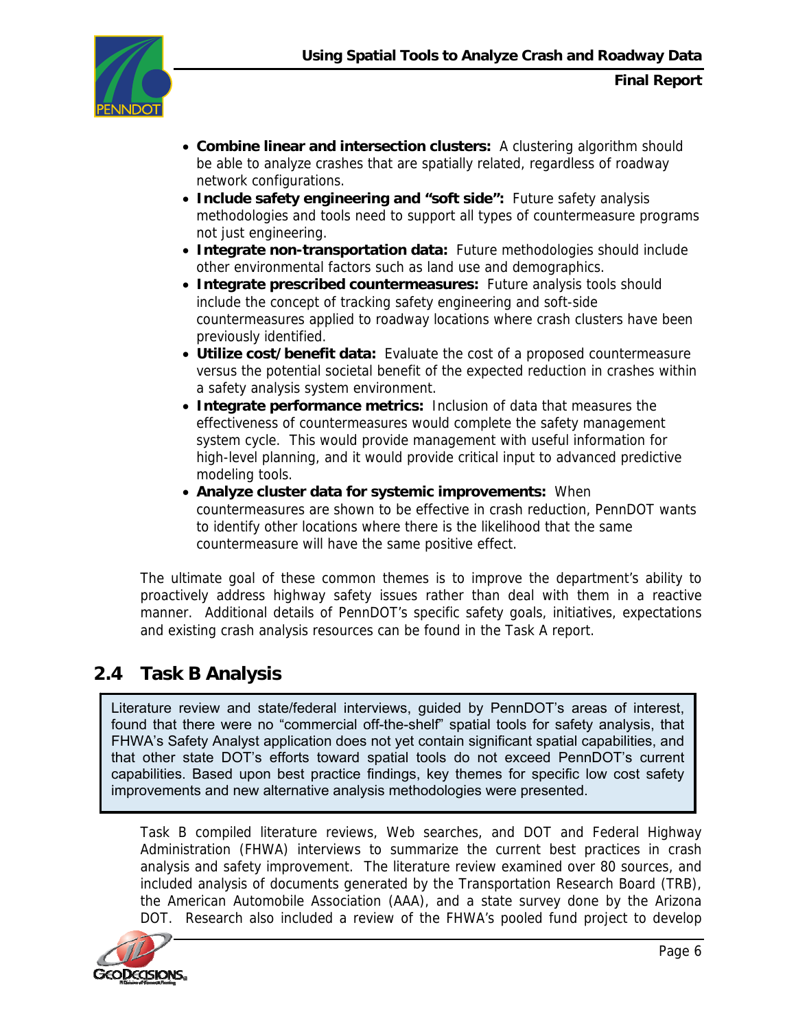- **Combine linear and intersection clusters:** A clustering algorithm should be able to analyze crashes that are spatially related, regardless of roadway network configurations.
- **Include safety engineering and "soft side":** Future safety analysis methodologies and tools need to support all types of countermeasure programs not just engineering.
- **Integrate non-transportation data:** Future methodologies should include other environmental factors such as land use and demographics.
- **Integrate prescribed countermeasures:** Future analysis tools should include the concept of tracking safety engineering and soft-side countermeasures applied to roadway locations where crash clusters have been previously identified.
- **Utilize cost/benefit data:** Evaluate the cost of a proposed countermeasure versus the potential societal benefit of the expected reduction in crashes within a safety analysis system environment.
- **Integrate performance metrics:** Inclusion of data that measures the effectiveness of countermeasures would complete the safety management system cycle. This would provide management with useful information for high-level planning, and it would provide critical input to advanced predictive modeling tools.
- **Analyze cluster data for systemic improvements:** When countermeasures are shown to be effective in crash reduction, PennDOT wants to identify other locations where there is the likelihood that the same countermeasure will have the same positive effect.

The ultimate goal of these common themes is to improve the department's ability to proactively address highway safety issues rather than deal with them in a reactive manner. Additional details of PennDOT's specific safety goals, initiatives, expectations and existing crash analysis resources can be found in the Task A report.

## 2.4 Task B Analysis

> Literature review and state/federal interviews, guided by PennDOT's areas of interest, found that there were no "commercial off-the-shelf" spatial tools for safety analysis, that FHWA's Safety Analyst application does not yet contain significant spatial capabilities, and that other state DOT's efforts toward spatial tools do not exceed PennDOT's current capabilities. Based upon best practice findings, key themes for specific low cost safety improvements and new alternative analysis methodologies were presented.

Task B compiled literature reviews, Web searches, and DOT and Federal Highway Administration (FHWA) interviews to summarize the current best practices in crash analysis and safety improvement. The literature review examined over 80 sources, and included analysis of documents generated by the Transportation Research Board (TRB), the American Automobile Association (AAA), and a state survey done by the Arizona DOT. Research also included a review of the FHWA's pooled fund project to develop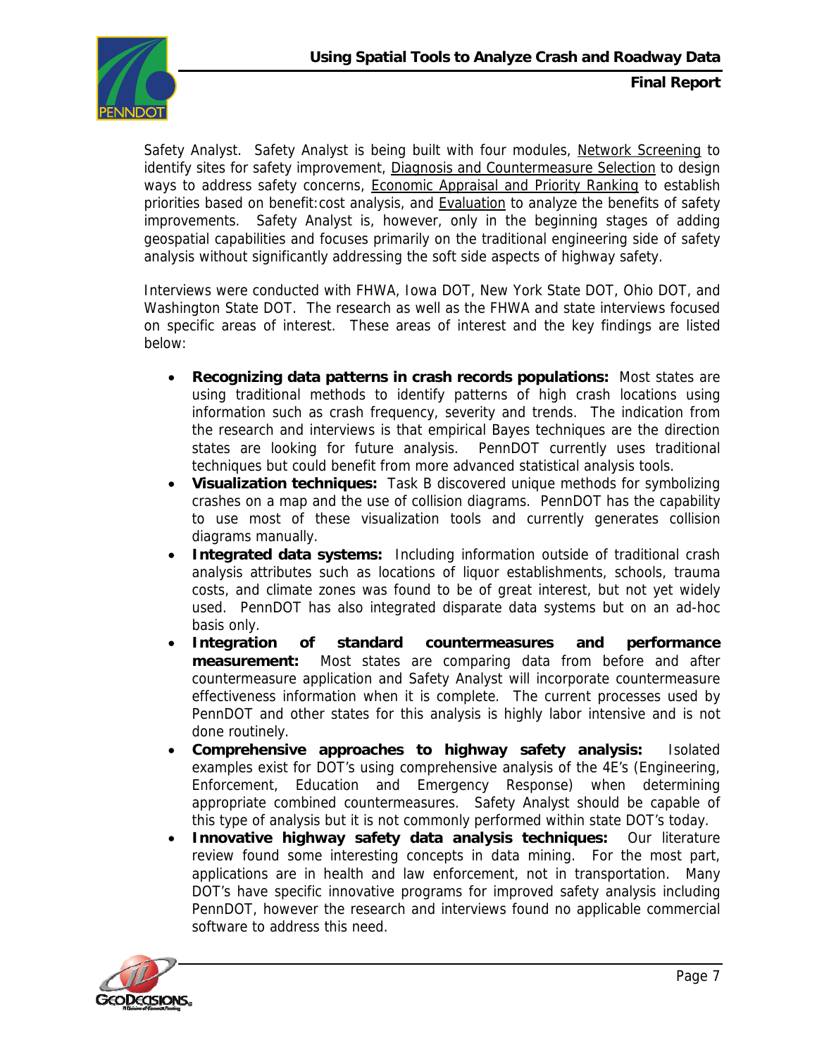Safety Analyst. Safety Analyst is being built with four modules, Network Screening to identify sites for safety improvement, Diagnosis and Countermeasure Selection to design ways to address safety concerns, Economic Appraisal and Priority Ranking to establish priorities based on benefit:cost analysis, and Evaluation to analyze the benefits of safety improvements. Safety Analyst is, however, only in the beginning stages of adding geospatial capabilities and focuses primarily on the traditional engineering side of safety analysis without significantly addressing the soft side aspects of highway safety.

Interviews were conducted with FHWA, Iowa DOT, New York State DOT, Ohio DOT, and Washington State DOT. The research as well as the FHWA and state interviews focused on specific areas of interest. These areas of interest and the key findings are listed below:

- **Recognizing data patterns in crash records populations:** Most states are using traditional methods to identify patterns of high crash locations using information such as crash frequency, severity and trends. The indication from the research and interviews is that empirical Bayes techniques are the direction states are looking for future analysis. PennDOT currently uses traditional techniques but could benefit from more advanced statistical analysis tools.
- **Visualization techniques:** Task B discovered unique methods for symbolizing crashes on a map and the use of collision diagrams. PennDOT has the capability to use most of these visualization tools and currently generates collision diagrams manually.
- **Integrated data systems:** Including information outside of traditional crash analysis attributes such as locations of liquor establishments, schools, trauma costs, and climate zones was found to be of great interest, but not yet widely used. PennDOT has also integrated disparate data systems but on an ad-hoc basis only.
- **Integration of standard countermeasures and performance measurement:** Most states are comparing data from before and after countermeasure application and Safety Analyst will incorporate countermeasure effectiveness information when it is complete. The current processes used by PennDOT and other states for this analysis is highly labor intensive and is not done routinely.
- **Comprehensive approaches to highway safety analysis:** Isolated examples exist for DOT's using comprehensive analysis of the 4E's (Engineering, Enforcement, Education and Emergency Response) when determining appropriate combined countermeasures. Safety Analyst should be capable of this type of analysis but it is not commonly performed within state DOT's today.
- **Innovative highway safety data analysis techniques:** Our literature review found some interesting concepts in data mining. For the most part, applications are in health and law enforcement, not in transportation. Many DOT's have specific innovative programs for improved safety analysis including PennDOT, however the research and interviews found no applicable commercial software to address this need.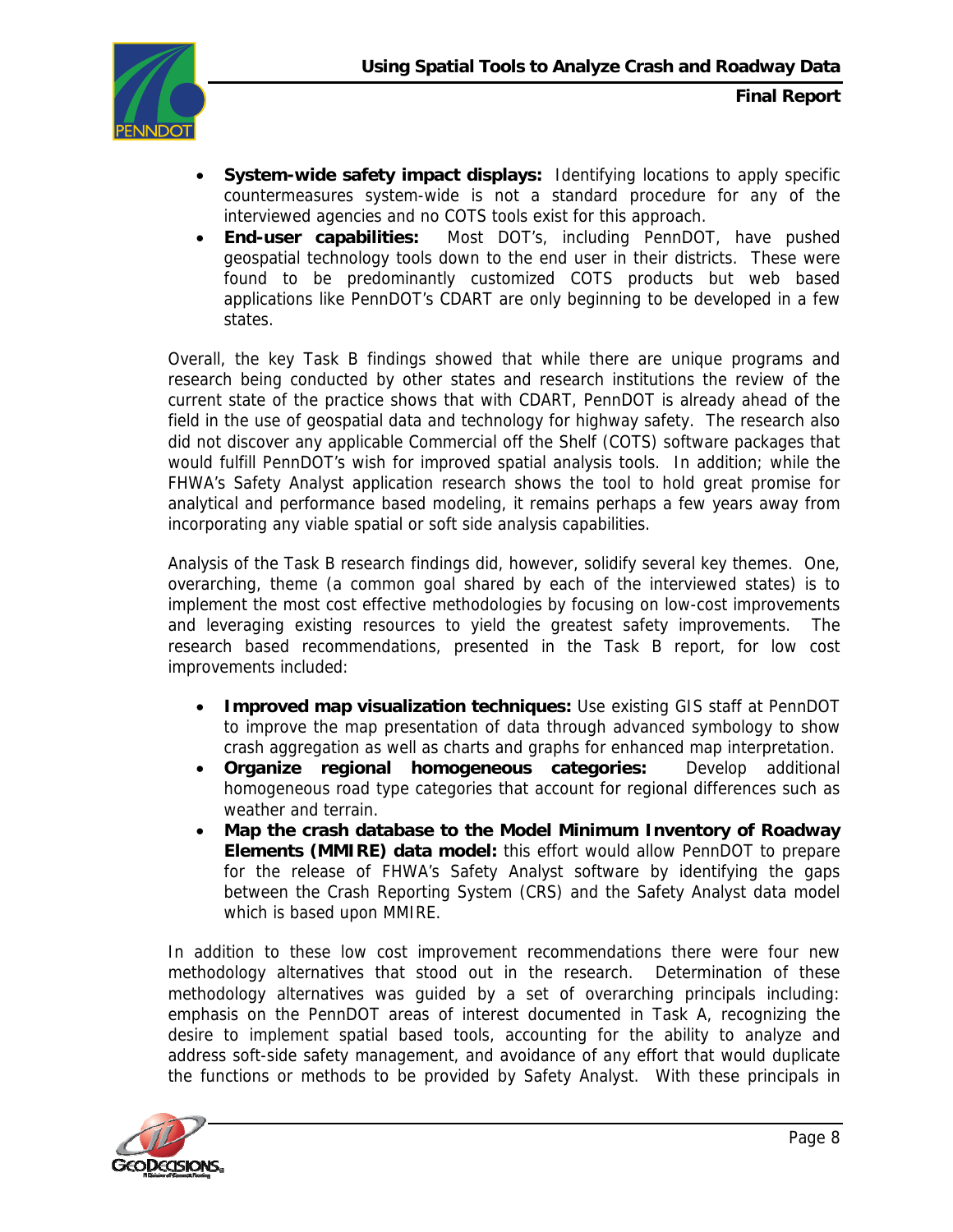- **System-wide safety impact displays:** Identifying locations to apply specific countermeasures system-wide is not a standard procedure for any of the interviewed agencies and no COTS tools exist for this approach.
- **End-user capabilities:** Most DOT's, including PennDOT, have pushed geospatial technology tools down to the end user in their districts. These were found to be predominantly customized COTS products but web based applications like PennDOT's CDART are only beginning to be developed in a few states.

Overall, the key Task B findings showed that while there are unique programs and research being conducted by other states and research institutions the review of the current state of the practice shows that with CDART, PennDOT is already ahead of the field in the use of geospatial data and technology for highway safety. The research also did not discover any applicable Commercial off the Shelf (COTS) software packages that would fulfill PennDOT's wish for improved spatial analysis tools. In addition; while the FHWA's Safety Analyst application research shows the tool to hold great promise for analytical and performance based modeling, it remains perhaps a few years away from incorporating any viable spatial or soft side analysis capabilities.

Analysis of the Task B research findings did, however, solidify several key themes. One, overarching, theme (a common goal shared by each of the interviewed states) is to implement the most cost effective methodologies by focusing on low-cost improvements and leveraging existing resources to yield the greatest safety improvements. The research based recommendations, presented in the Task B report, for low cost improvements included:

- **Improved map visualization techniques:** Use existing GIS staff at PennDOT to improve the map presentation of data through advanced symbology to show crash aggregation as well as charts and graphs for enhanced map interpretation.
- **Organize regional homogeneous categories:** Develop additional homogeneous road type categories that account for regional differences such as weather and terrain.
- **Map the crash database to the Model Minimum Inventory of Roadway Elements (MMIRE) data model:** this effort would allow PennDOT to prepare for the release of FHWA's Safety Analyst software by identifying the gaps between the Crash Reporting System (CRS) and the Safety Analyst data model which is based upon MMIRE.

In addition to these low cost improvement recommendations there were four new methodology alternatives that stood out in the research. Determination of these methodology alternatives was guided by a set of overarching principals including: emphasis on the PennDOT areas of interest documented in Task A, recognizing the desire to implement spatial based tools, accounting for the ability to analyze and address soft-side safety management, and avoidance of any effort that would duplicate the functions or methods to be provided by Safety Analyst. With these principals in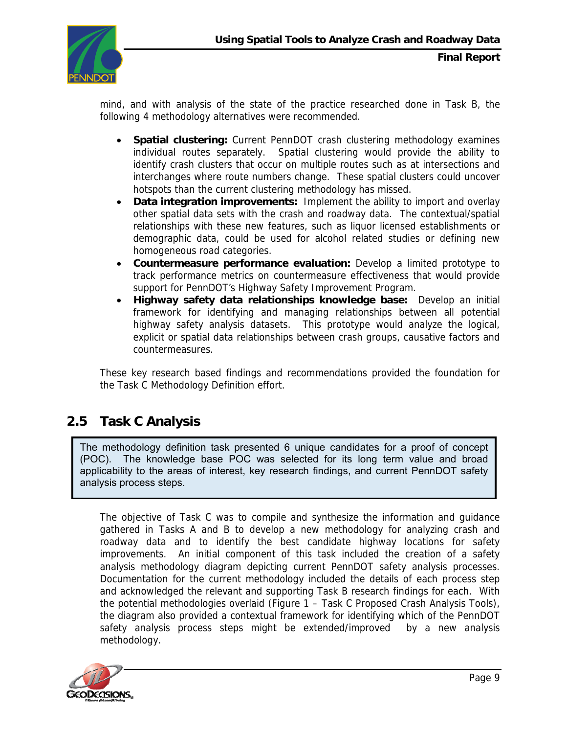mind, and with analysis of the state of the practice researched done in Task B, the following 4 methodology alternatives were recommended.

- **Spatial clustering:** Current PennDOT crash clustering methodology examines individual routes separately. Spatial clustering would provide the ability to identify crash clusters that occur on multiple routes such as at intersections and interchanges where route numbers change. These spatial clusters could uncover hotspots than the current clustering methodology has missed.
- **Data integration improvements:** Implement the ability to import and overlay other spatial data sets with the crash and roadway data. The contextual/spatial relationships with these new features, such as liquor licensed establishments or demographic data, could be used for alcohol related studies or defining new homogeneous road categories.
- **Countermeasure performance evaluation:** Develop a limited prototype to track performance metrics on countermeasure effectiveness that would provide support for PennDOT's Highway Safety Improvement Program.
- **Highway safety data relationships knowledge base:** Develop an initial framework for identifying and managing relationships between all potential highway safety analysis datasets. This prototype would analyze the logical, explicit or spatial data relationships between crash groups, causative factors and countermeasures.

These key research based findings and recommendations provided the foundation for the Task C Methodology Definition effort.

## 2.5 Task C Analysis

> The methodology definition task presented 6 unique candidates for a proof of concept (POC). The knowledge base POC was selected for its long term value and broad applicability to the areas of interest, key research findings, and current PennDOT safety analysis process steps.

The objective of Task C was to compile and synthesize the information and guidance gathered in Tasks A and B to develop a new methodology for analyzing crash and roadway data and to identify the best candidate highway locations for safety improvements. An initial component of this task included the creation of a safety analysis methodology diagram depicting current PennDOT safety analysis processes. Documentation for the current methodology included the details of each process step and acknowledged the relevant and supporting Task B research findings for each. With the potential methodologies overlaid (Figure 1 – Task C Proposed Crash Analysis Tools), the diagram also provided a contextual framework for identifying which of the PennDOT safety analysis process steps might be extended/improved by a new analysis methodology.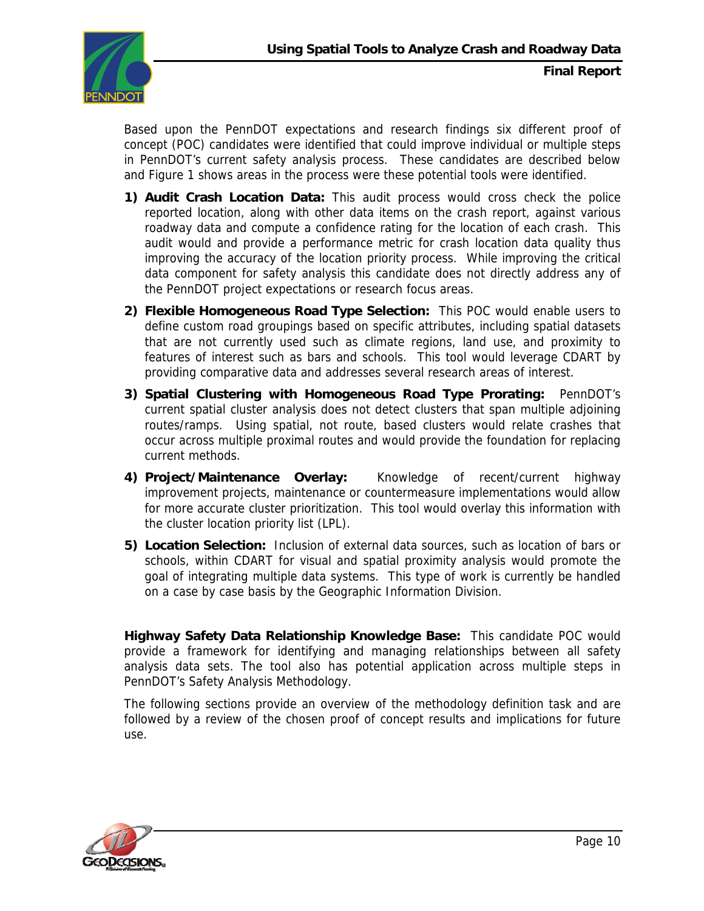Based upon the PennDOT expectations and research findings six different proof of concept (POC) candidates were identified that could improve individual or multiple steps in PennDOT's current safety analysis process. These candidates are described below and Figure 1 shows areas in the process were these potential tools were identified.

1) **Audit Crash Location Data:** This audit process would cross check the police reported location, along with other data items on the crash report, against various roadway data and compute a confidence rating for the location of each crash. This audit would and provide a performance metric for crash location data quality thus improving the accuracy of the location priority process. While improving the critical data component for safety analysis this candidate does not directly address any of the PennDOT project expectations or research focus areas.

2) **Flexible Homogeneous Road Type Selection:** This POC would enable users to define custom road groupings based on specific attributes, including spatial datasets that are not currently used such as climate regions, land use, and proximity to features of interest such as bars and schools. This tool would leverage CDART by providing comparative data and addresses several research areas of interest.

3) **Spatial Clustering with Homogeneous Road Type Prorating:** PennDOT's current spatial cluster analysis does not detect clusters that span multiple adjoining routes/ramps. Using spatial, not route, based clusters would relate crashes that occur across multiple proximal routes and would provide the foundation for replacing current methods.

4) **Project/Maintenance Overlay:** Knowledge of recent/current highway improvement projects, maintenance or countermeasure implementations would allow for more accurate cluster prioritization. This tool would overlay this information with the cluster location priority list (LPL).

5) **Location Selection:** Inclusion of external data sources, such as location of bars or schools, within CDART for visual and spatial proximity analysis would promote the goal of integrating multiple data systems. This type of work is currently be handled on a case by case basis by the Geographic Information Division.

**Highway Safety Data Relationship Knowledge Base:** This candidate POC would provide a framework for identifying and managing relationships between all safety analysis data sets. The tool also has potential application across multiple steps in PennDOT's Safety Analysis Methodology.

The following sections provide an overview of the methodology definition task and are followed by a review of the chosen proof of concept results and implications for future use.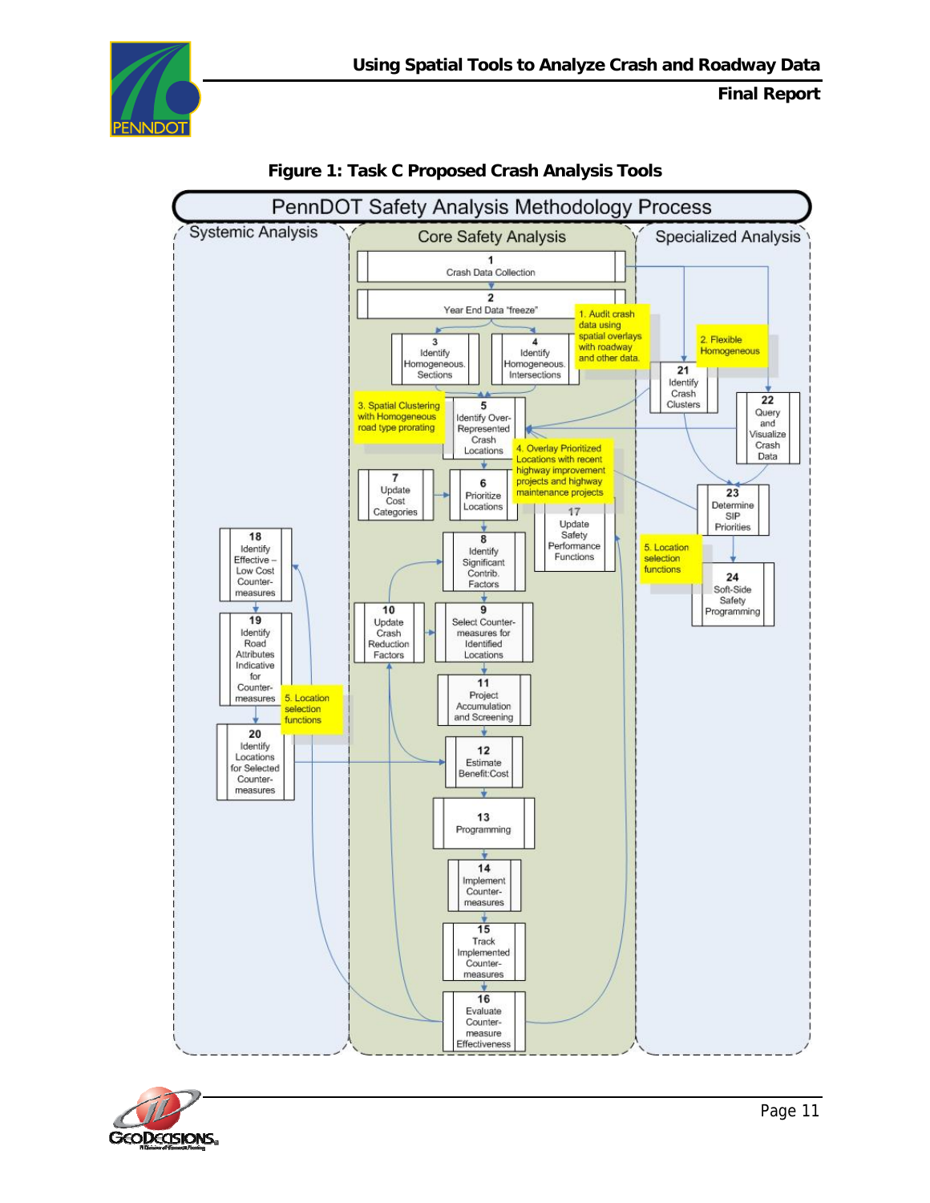**Figure 1: Task C Proposed Crash Analysis Tools**

PennDOT Safety Analysis Methodology Process

Systemic Analysis

Core Safety Analysis

Specialized Analysis

1 Crash Data Collection

2 Year End Data "freeze"

3 Identify Homogeneous Sections

4 Identify Homogeneous Intersections

5 Identify Over-Represented Crash Locations

6 Prioritize Locations

7 Update Cost Categories

8 Identify Significant Contrib. Factors

9 Select Counter-measures for Identified Locations

10 Update Crash Reduction Factors

11 Project Accumulation and Screening

12 Estimate Benefit:Cost

13 Programming

14 Implement Counter-measures

15 Track Implemented Counter-measures

16 Evaluate Counter-measure Effectiveness

17 Update Safety Performance Functions

18 Identify Effective – Low Cost Counter-measures

19 Identify Road Attributes Indicative for Counter-measures

20 Identify Locations for Selected Counter-measures

21 Identify Crash Clusters

22 Query and Visualize Crash Data

23 Determine SIP Priorities

24 Soft-Side Safety Programming

1. Audit crash data using spatial overlays with roadway and other data.

2. Flexible Homogeneous

3. Spatial Clustering with Homogeneous road type prorating

4. Overlay Prioritized Locations with recent highway improvement projects and highway maintenance projects

5. Location selection functions

5. Location selection functions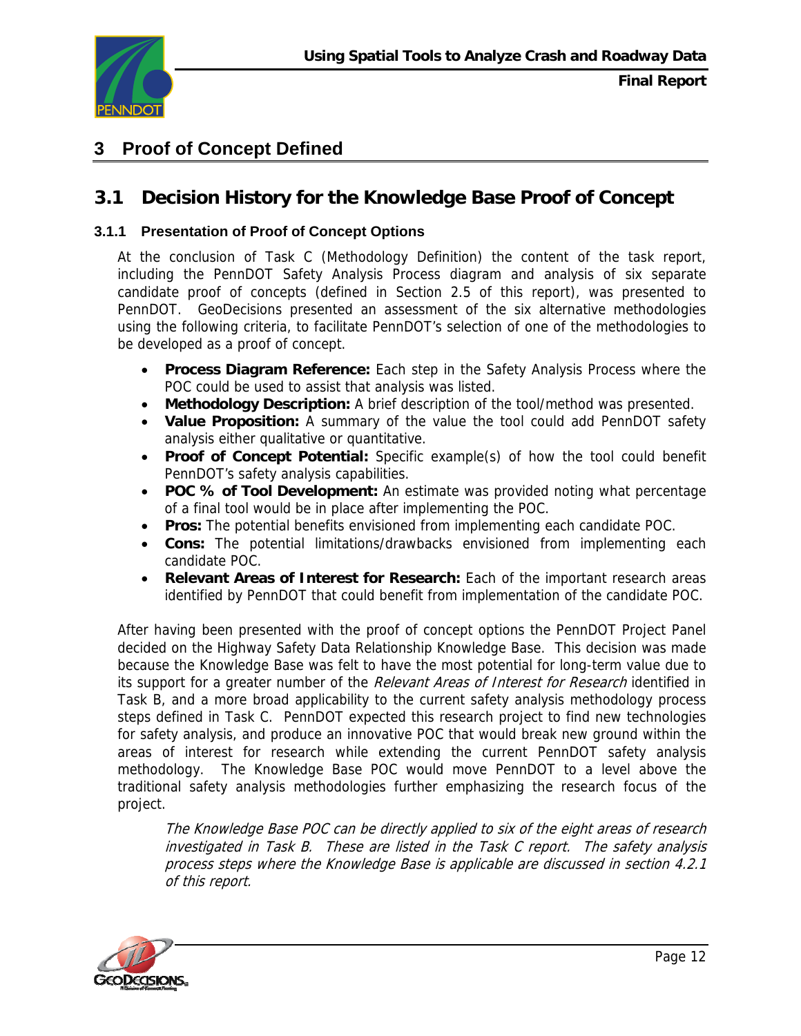# 3 Proof of Concept Defined

## 3.1 Decision History for the Knowledge Base Proof of Concept

### 3.1.1 Presentation of Proof of Concept Options

At the conclusion of Task C (Methodology Definition) the content of the task report, including the PennDOT Safety Analysis Process diagram and analysis of six separate candidate proof of concepts (defined in Section 2.5 of this report), was presented to PennDOT. GeoDecisions presented an assessment of the six alternative methodologies using the following criteria, to facilitate PennDOT's selection of one of the methodologies to be developed as a proof of concept.

- **Process Diagram Reference:** Each step in the Safety Analysis Process where the POC could be used to assist that analysis was listed.
- **Methodology Description:** A brief description of the tool/method was presented.
- **Value Proposition:** A summary of the value the tool could add PennDOT safety analysis either qualitative or quantitative.
- **Proof of Concept Potential:** Specific example(s) of how the tool could benefit PennDOT's safety analysis capabilities.
- **POC % of Tool Development:** An estimate was provided noting what percentage of a final tool would be in place after implementing the POC.
- **Pros:** The potential benefits envisioned from implementing each candidate POC.
- **Cons:** The potential limitations/drawbacks envisioned from implementing each candidate POC.
- **Relevant Areas of Interest for Research:** Each of the important research areas identified by PennDOT that could benefit from implementation of the candidate POC.

After having been presented with the proof of concept options the PennDOT Project Panel decided on the Highway Safety Data Relationship Knowledge Base. This decision was made because the Knowledge Base was felt to have the most potential for long-term value due to its support for a greater number of the *Relevant Areas of Interest for Research* identified in Task B, and a more broad applicability to the current safety analysis methodology process steps defined in Task C. PennDOT expected this research project to find new technologies for safety analysis, and produce an innovative POC that would break new ground within the areas of interest for research while extending the current PennDOT safety analysis methodology. The Knowledge Base POC would move PennDOT to a level above the traditional safety analysis methodologies further emphasizing the research focus of the project.

*The Knowledge Base POC can be directly applied to six of the eight areas of research investigated in Task B. These are listed in the Task C report. The safety analysis process steps where the Knowledge Base is applicable are discussed in section 4.2.1 of this report.*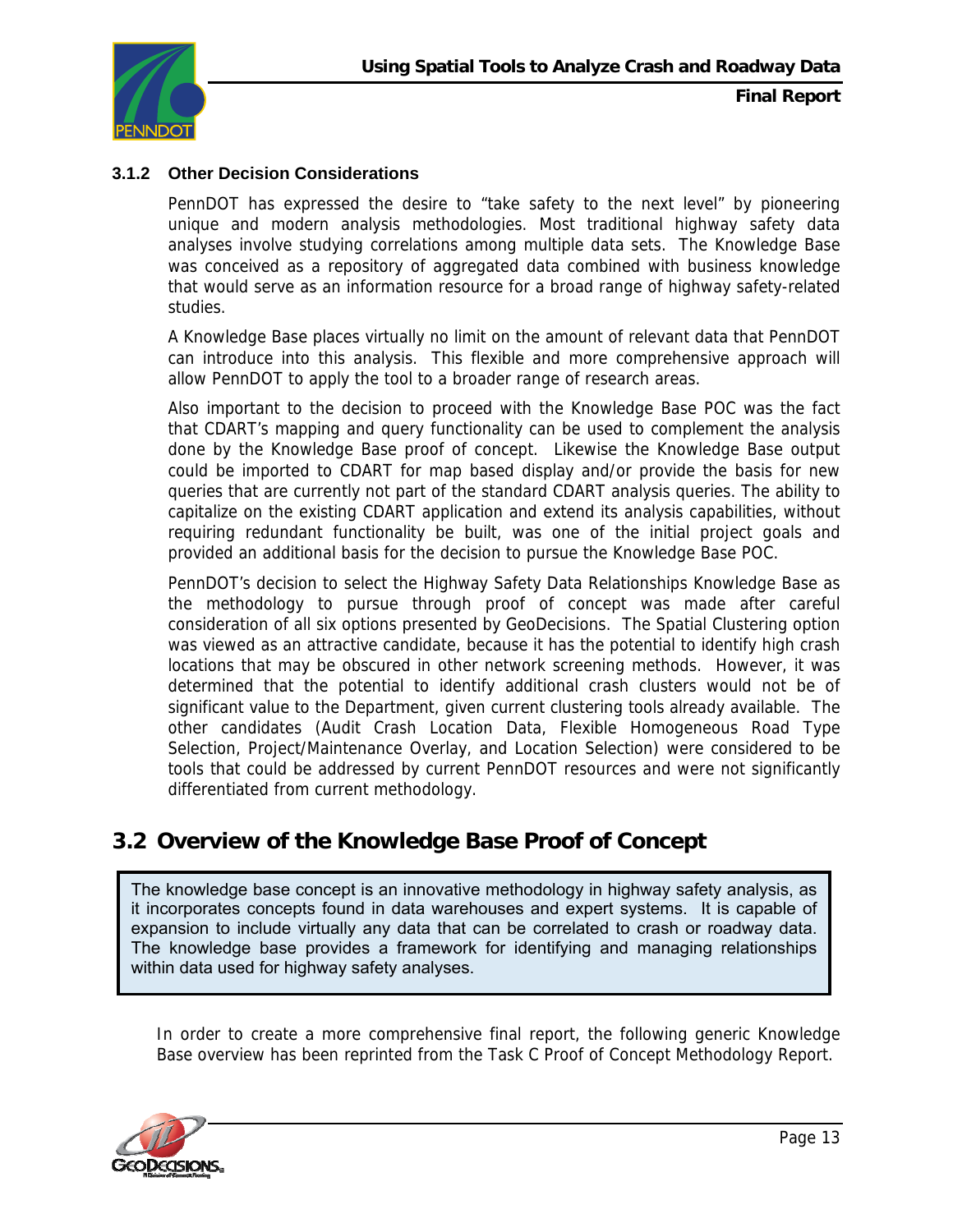### 3.1.2 Other Decision Considerations

PennDOT has expressed the desire to "take safety to the next level" by pioneering unique and modern analysis methodologies. Most traditional highway safety data analyses involve studying correlations among multiple data sets. The Knowledge Base was conceived as a repository of aggregated data combined with business knowledge that would serve as an information resource for a broad range of highway safety-related studies.

A Knowledge Base places virtually no limit on the amount of relevant data that PennDOT can introduce into this analysis. This flexible and more comprehensive approach will allow PennDOT to apply the tool to a broader range of research areas.

Also important to the decision to proceed with the Knowledge Base POC was the fact that CDART's mapping and query functionality can be used to complement the analysis done by the Knowledge Base proof of concept. Likewise the Knowledge Base output could be imported to CDART for map based display and/or provide the basis for new queries that are currently not part of the standard CDART analysis queries. The ability to capitalize on the existing CDART application and extend its analysis capabilities, without requiring redundant functionality be built, was one of the initial project goals and provided an additional basis for the decision to pursue the Knowledge Base POC.

PennDOT's decision to select the Highway Safety Data Relationships Knowledge Base as the methodology to pursue through proof of concept was made after careful consideration of all six options presented by GeoDecisions. The Spatial Clustering option was viewed as an attractive candidate, because it has the potential to identify high crash locations that may be obscured in other network screening methods. However, it was determined that the potential to identify additional crash clusters would not be of significant value to the Department, given current clustering tools already available. The other candidates (Audit Crash Location Data, Flexible Homogeneous Road Type Selection, Project/Maintenance Overlay, and Location Selection) were considered to be tools that could be addressed by current PennDOT resources and were not significantly differentiated from current methodology.

## 3.2 Overview of the Knowledge Base Proof of Concept

> The knowledge base concept is an innovative methodology in highway safety analysis, as it incorporates concepts found in data warehouses and expert systems. It is capable of expansion to include virtually any data that can be correlated to crash or roadway data. The knowledge base provides a framework for identifying and managing relationships within data used for highway safety analyses.

In order to create a more comprehensive final report, the following generic Knowledge Base overview has been reprinted from the Task C Proof of Concept Methodology Report.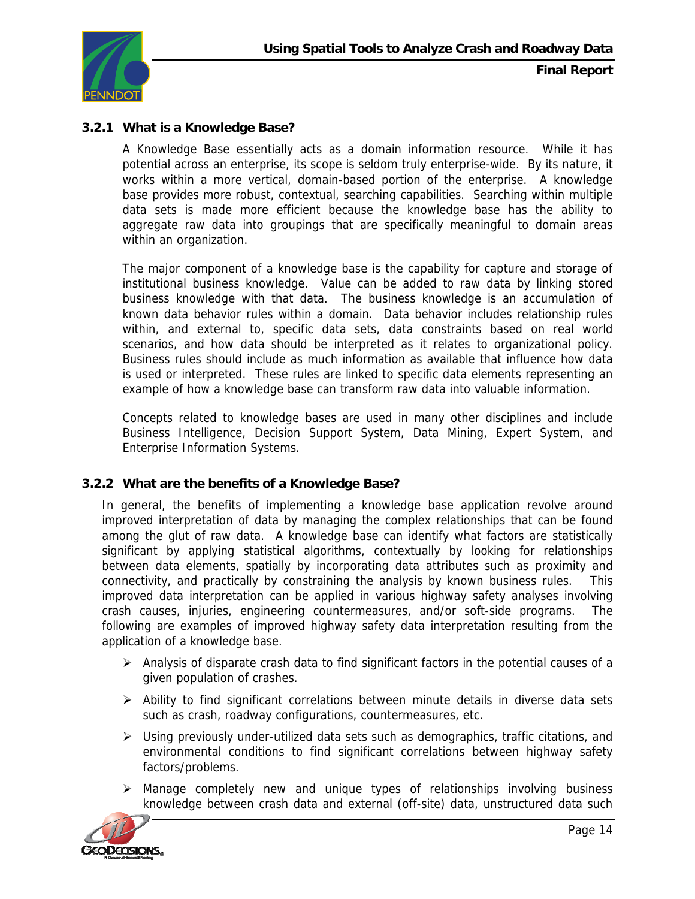### 3.2.1 What is a Knowledge Base?

A Knowledge Base essentially acts as a domain information resource. While it has potential across an enterprise, its scope is seldom truly enterprise-wide. By its nature, it works within a more vertical, domain-based portion of the enterprise. A knowledge base provides more robust, contextual, searching capabilities. Searching within multiple data sets is made more efficient because the knowledge base has the ability to aggregate raw data into groupings that are specifically meaningful to domain areas within an organization.

The major component of a knowledge base is the capability for capture and storage of institutional business knowledge. Value can be added to raw data by linking stored business knowledge with that data. The business knowledge is an accumulation of known data behavior rules within a domain. Data behavior includes relationship rules within, and external to, specific data sets, data constraints based on real world scenarios, and how data should be interpreted as it relates to organizational policy. Business rules should include as much information as available that influence how data is used or interpreted. These rules are linked to specific data elements representing an example of how a knowledge base can transform raw data into valuable information.

Concepts related to knowledge bases are used in many other disciplines and include Business Intelligence, Decision Support System, Data Mining, Expert System, and Enterprise Information Systems.

### 3.2.2 What are the benefits of a Knowledge Base?

In general, the benefits of implementing a knowledge base application revolve around improved interpretation of data by managing the complex relationships that can be found among the glut of raw data. A knowledge base can identify what factors are statistically significant by applying statistical algorithms, contextually by looking for relationships between data elements, spatially by incorporating data attributes such as proximity and connectivity, and practically by constraining the analysis by known business rules. This improved data interpretation can be applied in various highway safety analyses involving crash causes, injuries, engineering countermeasures, and/or soft-side programs. The following are examples of improved highway safety data interpretation resulting from the application of a knowledge base.

- Analysis of disparate crash data to find significant factors in the potential causes of a given population of crashes.
- Ability to find significant correlations between minute details in diverse data sets such as crash, roadway configurations, countermeasures, etc.
- Using previously under-utilized data sets such as demographics, traffic citations, and environmental conditions to find significant correlations between highway safety factors/problems.
- Manage completely new and unique types of relationships involving business knowledge between crash data and external (off-site) data, unstructured data such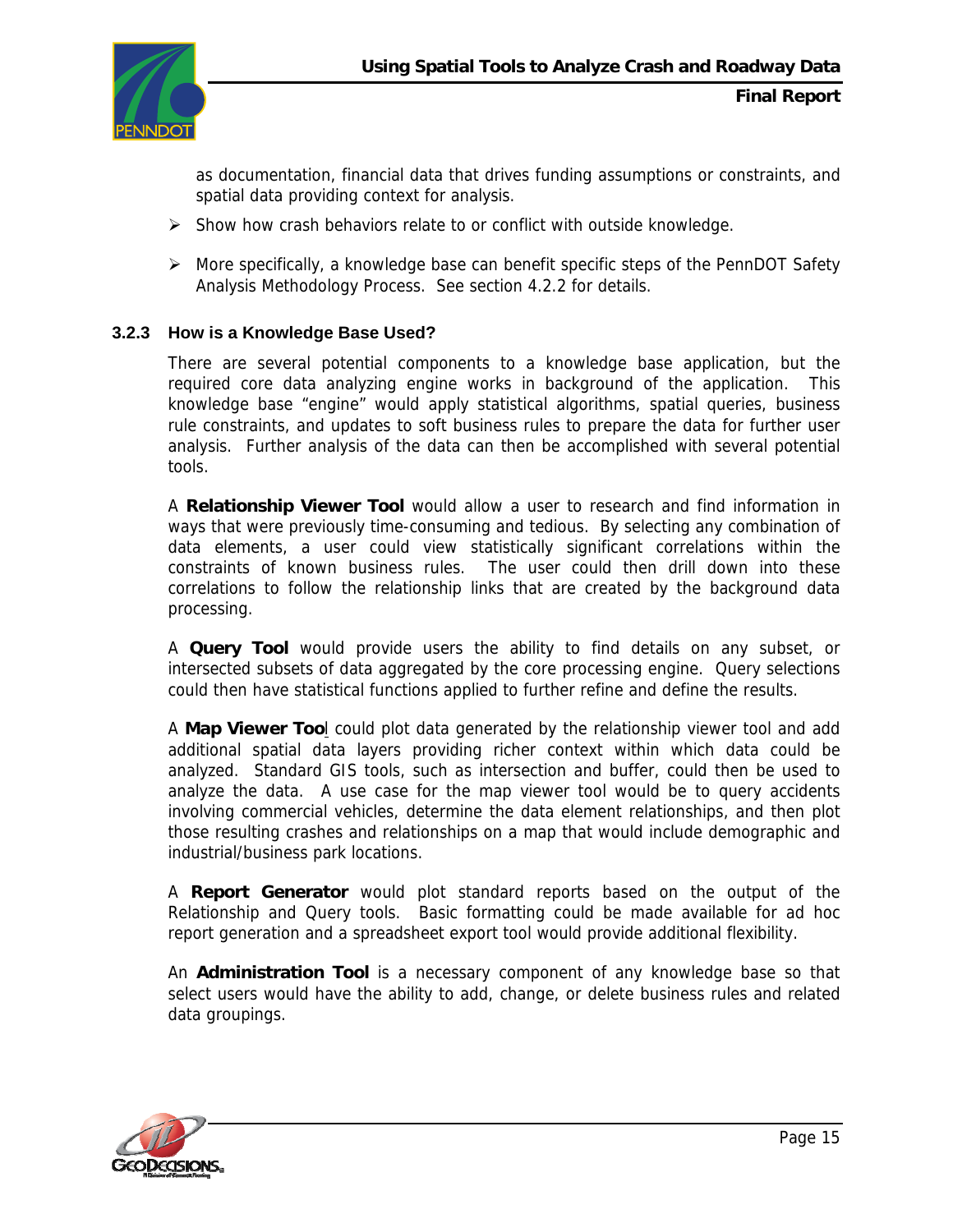as documentation, financial data that drives funding assumptions or constraints, and spatial data providing context for analysis.

- Show how crash behaviors relate to or conflict with outside knowledge.
- More specifically, a knowledge base can benefit specific steps of the PennDOT Safety Analysis Methodology Process. See section 4.2.2 for details.

### 3.2.3 How is a Knowledge Base Used?

There are several potential components to a knowledge base application, but the required core data analyzing engine works in background of the application. This knowledge base "engine" would apply statistical algorithms, spatial queries, business rule constraints, and updates to soft business rules to prepare the data for further user analysis. Further analysis of the data can then be accomplished with several potential tools.

A **Relationship Viewer Tool** would allow a user to research and find information in ways that were previously time-consuming and tedious. By selecting any combination of data elements, a user could view statistically significant correlations within the constraints of known business rules. The user could then drill down into these correlations to follow the relationship links that are created by the background data processing.

A **Query Tool** would provide users the ability to find details on any subset, or intersected subsets of data aggregated by the core processing engine. Query selections could then have statistical functions applied to further refine and define the results.

A **Map Viewer Tool** could plot data generated by the relationship viewer tool and add additional spatial data layers providing richer context within which data could be analyzed. Standard GIS tools, such as intersection and buffer, could then be used to analyze the data. A use case for the map viewer tool would be to query accidents involving commercial vehicles, determine the data element relationships, and then plot those resulting crashes and relationships on a map that would include demographic and industrial/business park locations.

A **Report Generator** would plot standard reports based on the output of the Relationship and Query tools. Basic formatting could be made available for ad hoc report generation and a spreadsheet export tool would provide additional flexibility.

An **Administration Tool** is a necessary component of any knowledge base so that select users would have the ability to add, change, or delete business rules and related data groupings.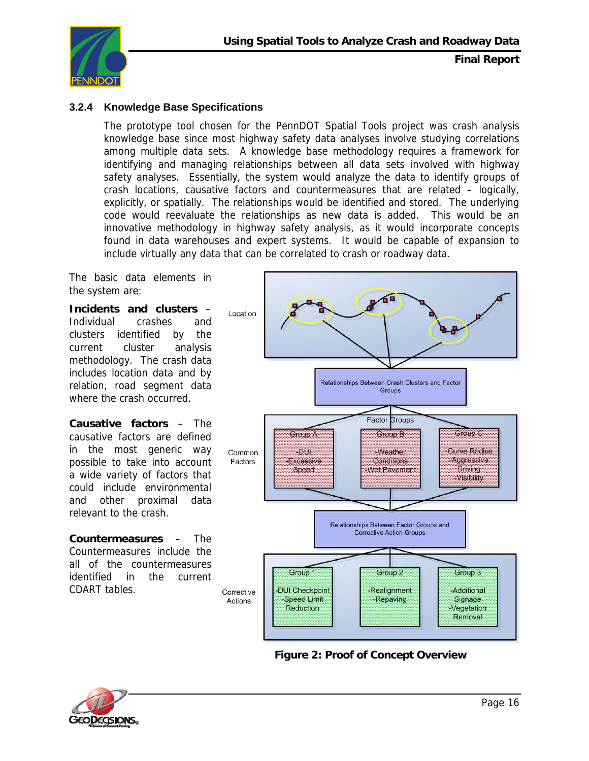### 3.2.4 Knowledge Base Specifications

The prototype tool chosen for the PennDOT Spatial Tools project was crash analysis knowledge base since most highway safety data analyses involve studying correlations among multiple data sets. A knowledge base methodology requires a framework for identifying and managing relationships between all data sets involved with highway safety analyses. Essentially, the system would analyze the data to identify groups of crash locations, causative factors and countermeasures that are related – logically, explicitly, or spatially. The relationships would be identified and stored. The underlying code would reevaluate the relationships as new data is added. This would be an innovative methodology in highway safety analysis, as it would incorporate concepts found in data warehouses and expert systems. It would be capable of expansion to include virtually any data that can be correlated to crash or roadway data.

The basic data elements in the system are:

**Incidents and clusters** – Individual crashes and clusters identified by the current cluster analysis methodology. The crash data includes location data and by relation, road segment data where the crash occurred.

**Causative factors** – The causative factors are defined in the most generic way possible to take into account a wide variety of factors that could include environmental and other proximal data relevant to the crash.

**Countermeasures** – The Countermeasures include the all of the countermeasures identified in the current CDART tables.

**Figure 2: Proof of Concept Overview**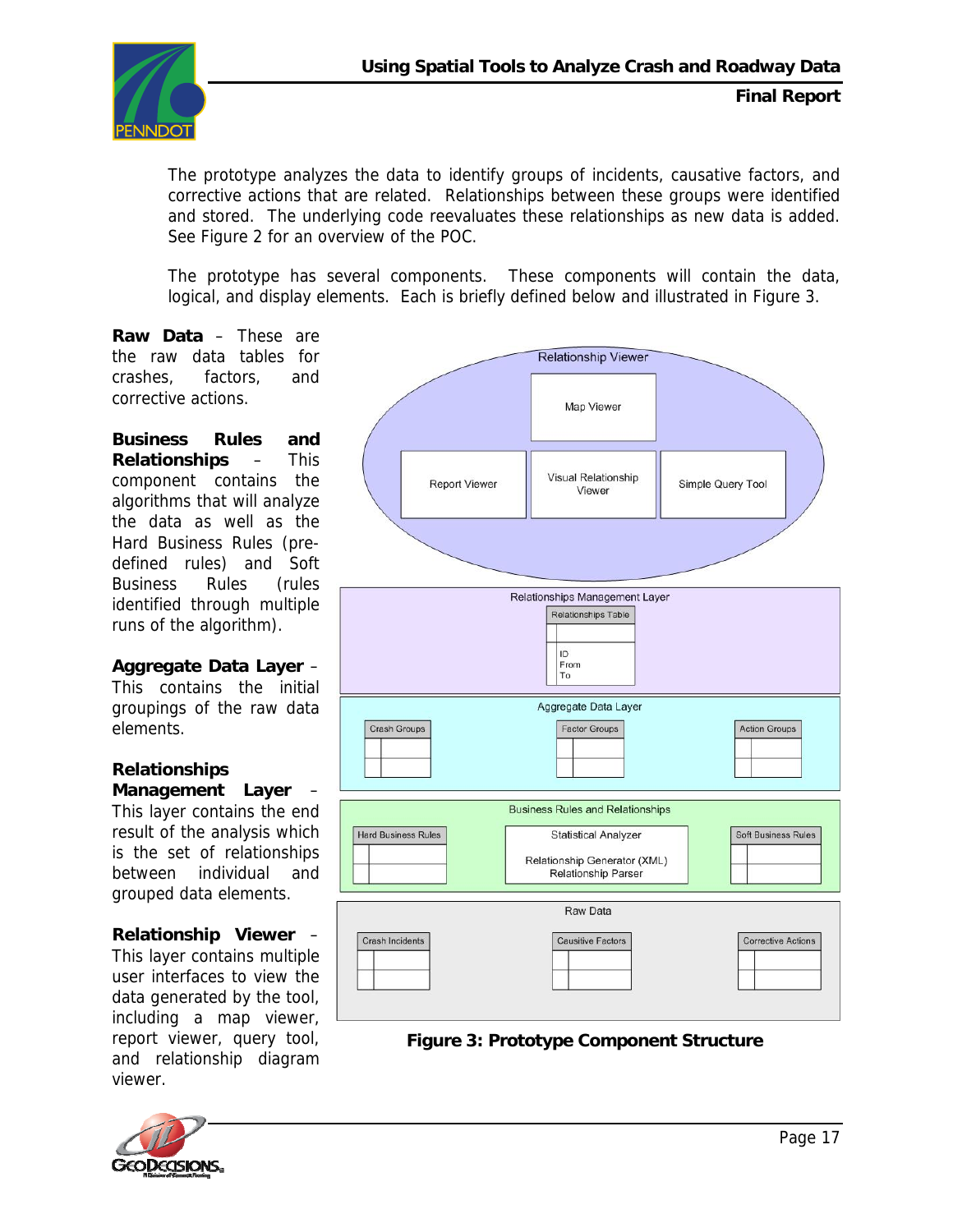The prototype analyzes the data to identify groups of incidents, causative factors, and corrective actions that are related. Relationships between these groups were identified and stored. The underlying code reevaluates these relationships as new data is added. See Figure 2 for an overview of the POC.

The prototype has several components. These components will contain the data, logical, and display elements. Each is briefly defined below and illustrated in Figure 3.

**Raw Data** – These are the raw data tables for crashes, factors, and corrective actions.

**Business Rules and Relationships** – This component contains the algorithms that will analyze the data as well as the Hard Business Rules (pre-defined rules) and Soft Business Rules (rules identified through multiple runs of the algorithm).

**Aggregate Data Layer** – This contains the initial groupings of the raw data elements.

**Relationships Management Layer** – This layer contains the end result of the analysis which is the set of relationships between individual and grouped data elements.

**Relationship Viewer** – This layer contains multiple user interfaces to view the data generated by the tool, including a map viewer, report viewer, query tool, and relationship diagram viewer.

**Figure 3: Prototype Component Structure**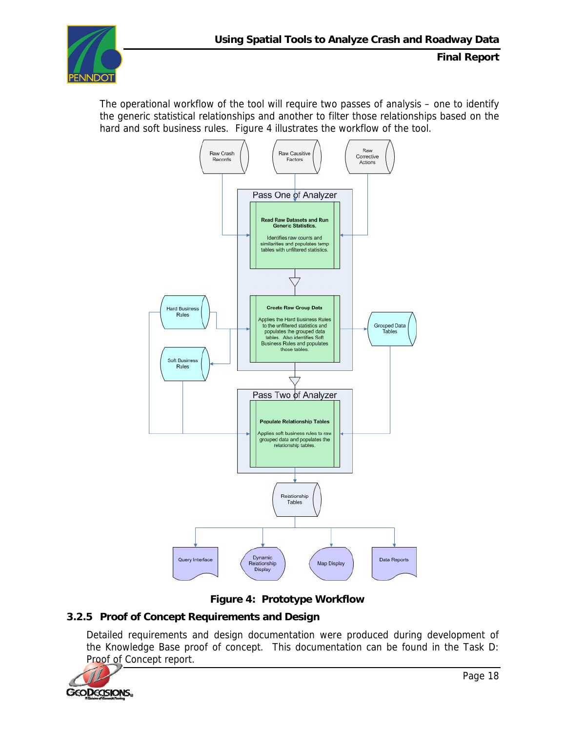The operational workflow of the tool will require two passes of analysis – one to identify the generic statistical relationships and another to filter those relationships based on the hard and soft business rules. Figure 4 illustrates the workflow of the tool.

**Figure 4: Prototype Workflow**

### 3.2.5 Proof of Concept Requirements and Design

Detailed requirements and design documentation were produced during development of the Knowledge Base proof of concept. This documentation can be found in the Task D: Proof of Concept report.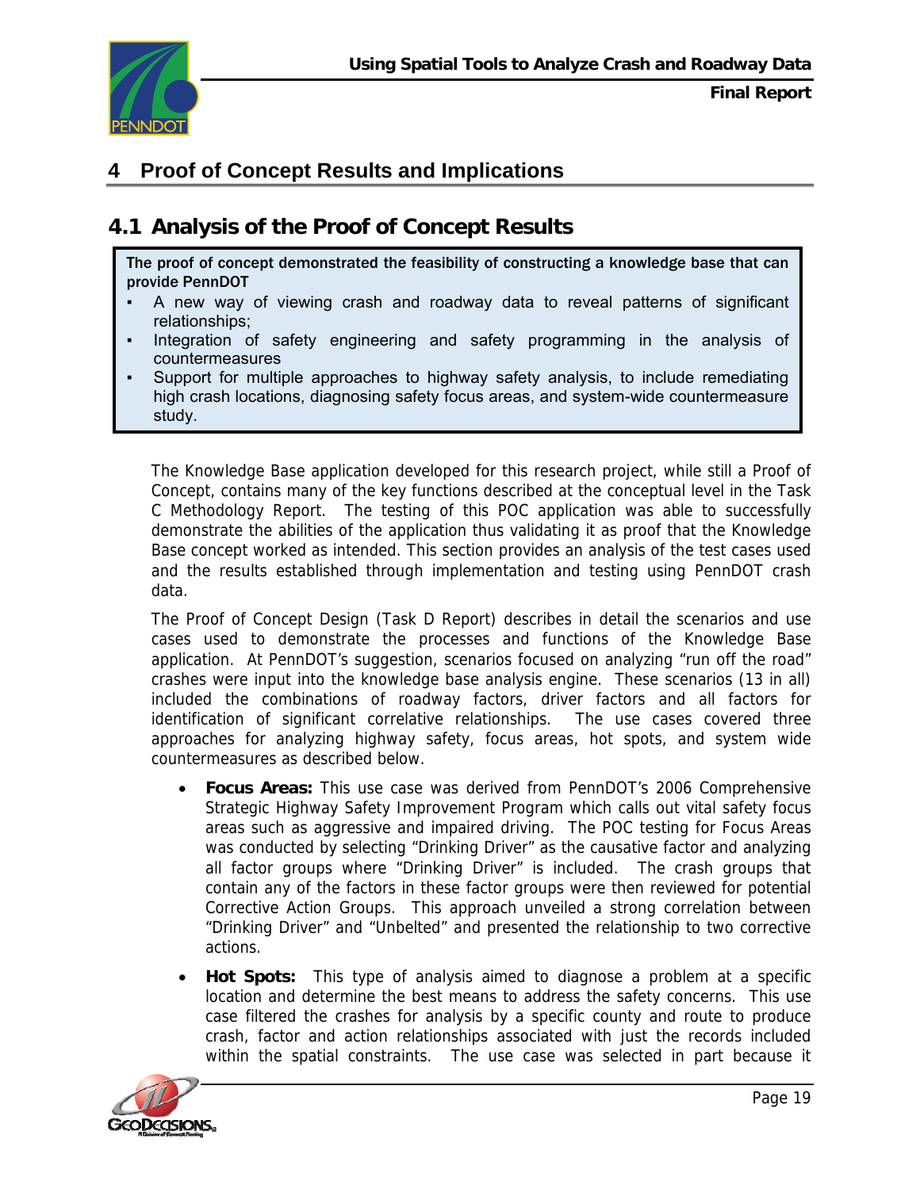# 4 Proof of Concept Results and Implications

## 4.1 Analysis of the Proof of Concept Results

**The proof of concept demonstrated the feasibility of constructing a knowledge base that can provide PennDOT**

- A new way of viewing crash and roadway data to reveal patterns of significant relationships;
- Integration of safety engineering and safety programming in the analysis of countermeasures
- Support for multiple approaches to highway safety analysis, to include remediating high crash locations, diagnosing safety focus areas, and system-wide countermeasure study.

The Knowledge Base application developed for this research project, while still a Proof of Concept, contains many of the key functions described at the conceptual level in the Task C Methodology Report. The testing of this POC application was able to successfully demonstrate the abilities of the application thus validating it as proof that the Knowledge Base concept worked as intended. This section provides an analysis of the test cases used and the results established through implementation and testing using PennDOT crash data.

The Proof of Concept Design (Task D Report) describes in detail the scenarios and use cases used to demonstrate the processes and functions of the Knowledge Base application. At PennDOT's suggestion, scenarios focused on analyzing "run off the road" crashes were input into the knowledge base analysis engine. These scenarios (13 in all) included the combinations of roadway factors, driver factors and all factors for identification of significant correlative relationships. The use cases covered three approaches for analyzing highway safety, focus areas, hot spots, and system wide countermeasures as described below.

- **Focus Areas:** This use case was derived from PennDOT's 2006 Comprehensive Strategic Highway Safety Improvement Program which calls out vital safety focus areas such as aggressive and impaired driving. The POC testing for Focus Areas was conducted by selecting "Drinking Driver" as the causative factor and analyzing all factor groups where "Drinking Driver" is included. The crash groups that contain any of the factors in these factor groups were then reviewed for potential Corrective Action Groups. This approach unveiled a strong correlation between "Drinking Driver" and "Unbelted" and presented the relationship to two corrective actions.
- **Hot Spots:** This type of analysis aimed to diagnose a problem at a specific location and determine the best means to address the safety concerns. This use case filtered the crashes for analysis by a specific county and route to produce crash, factor and action relationships associated with just the records included within the spatial constraints. The use case was selected in part because it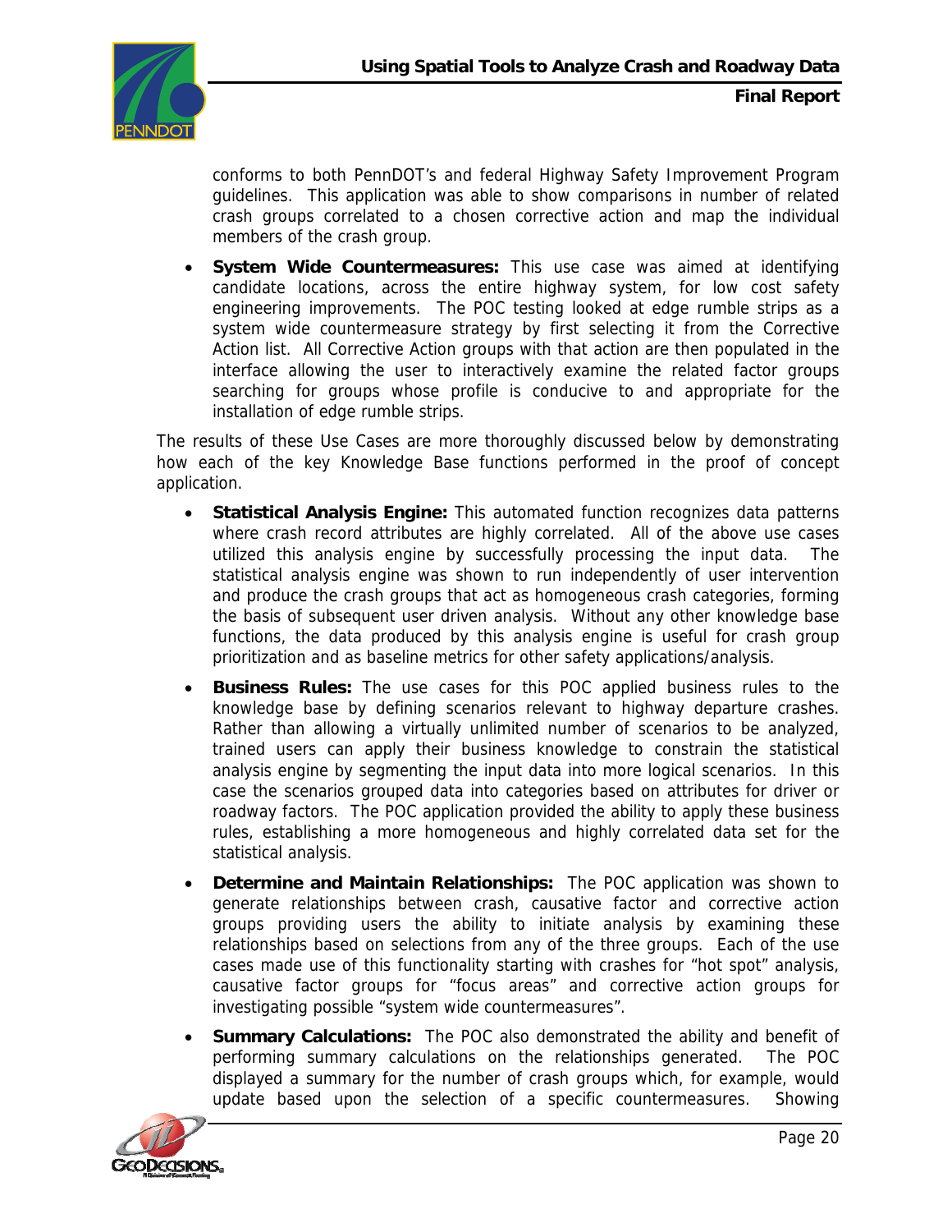conforms to both PennDOT's and federal Highway Safety Improvement Program guidelines. This application was able to show comparisons in number of related crash groups correlated to a chosen corrective action and map the individual members of the crash group.

- **System Wide Countermeasures:** This use case was aimed at identifying candidate locations, across the entire highway system, for low cost safety engineering improvements. The POC testing looked at edge rumble strips as a system wide countermeasure strategy by first selecting it from the Corrective Action list. All Corrective Action groups with that action are then populated in the interface allowing the user to interactively examine the related factor groups searching for groups whose profile is conducive to and appropriate for the installation of edge rumble strips.

The results of these Use Cases are more thoroughly discussed below by demonstrating how each of the key Knowledge Base functions performed in the proof of concept application.

- **Statistical Analysis Engine:** This automated function recognizes data patterns where crash record attributes are highly correlated. All of the above use cases utilized this analysis engine by successfully processing the input data. The statistical analysis engine was shown to run independently of user intervention and produce the crash groups that act as homogeneous crash categories, forming the basis of subsequent user driven analysis. Without any other knowledge base functions, the data produced by this analysis engine is useful for crash group prioritization and as baseline metrics for other safety applications/analysis.

- **Business Rules:** The use cases for this POC applied business rules to the knowledge base by defining scenarios relevant to highway departure crashes. Rather than allowing a virtually unlimited number of scenarios to be analyzed, trained users can apply their business knowledge to constrain the statistical analysis engine by segmenting the input data into more logical scenarios. In this case the scenarios grouped data into categories based on attributes for driver or roadway factors. The POC application provided the ability to apply these business rules, establishing a more homogeneous and highly correlated data set for the statistical analysis.

- **Determine and Maintain Relationships:** The POC application was shown to generate relationships between crash, causative factor and corrective action groups providing users the ability to initiate analysis by examining these relationships based on selections from any of the three groups. Each of the use cases made use of this functionality starting with crashes for "hot spot" analysis, causative factor groups for "focus areas" and corrective action groups for investigating possible "system wide countermeasures".

- **Summary Calculations:** The POC also demonstrated the ability and benefit of performing summary calculations on the relationships generated. The POC displayed a summary for the number of crash groups which, for example, would update based upon the selection of a specific countermeasures. Showing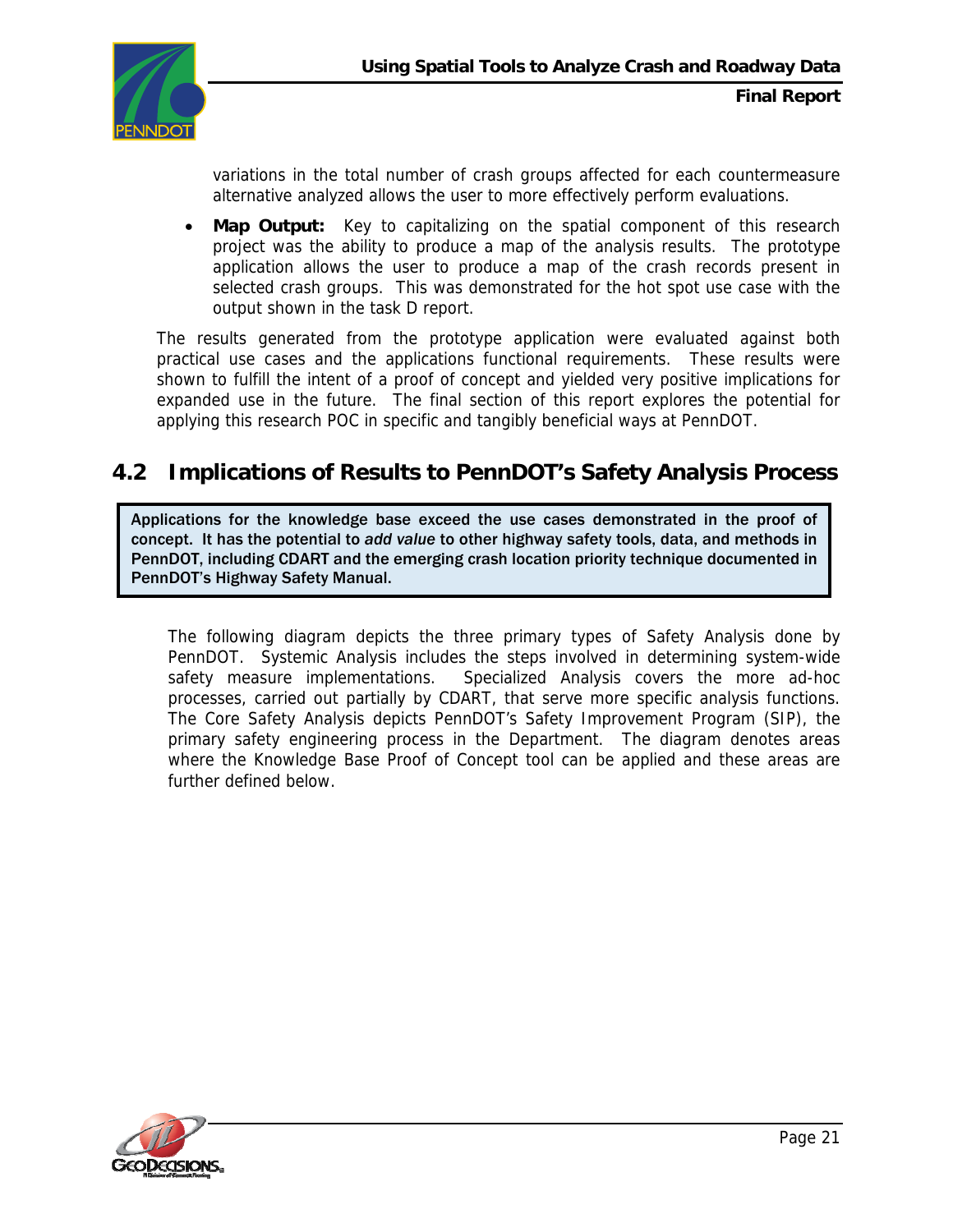variations in the total number of crash groups affected for each countermeasure alternative analyzed allows the user to more effectively perform evaluations.

- **Map Output:** Key to capitalizing on the spatial component of this research project was the ability to produce a map of the analysis results. The prototype application allows the user to produce a map of the crash records present in selected crash groups. This was demonstrated for the hot spot use case with the output shown in the task D report.

The results generated from the prototype application were evaluated against both practical use cases and the applications functional requirements. These results were shown to fulfill the intent of a proof of concept and yielded very positive implications for expanded use in the future. The final section of this report explores the potential for applying this research POC in specific and tangibly beneficial ways at PennDOT.

## 4.2 Implications of Results to PennDOT's Safety Analysis Process

> **Applications for the knowledge base exceed the use cases demonstrated in the proof of concept. It has the potential to *add value* to other highway safety tools, data, and methods in PennDOT, including CDART and the emerging crash location priority technique documented in PennDOT's Highway Safety Manual.**

The following diagram depicts the three primary types of Safety Analysis done by PennDOT. Systemic Analysis includes the steps involved in determining system-wide safety measure implementations. Specialized Analysis covers the more ad-hoc processes, carried out partially by CDART, that serve more specific analysis functions. The Core Safety Analysis depicts PennDOT's Safety Improvement Program (SIP), the primary safety engineering process in the Department. The diagram denotes areas where the Knowledge Base Proof of Concept tool can be applied and these areas are further defined below.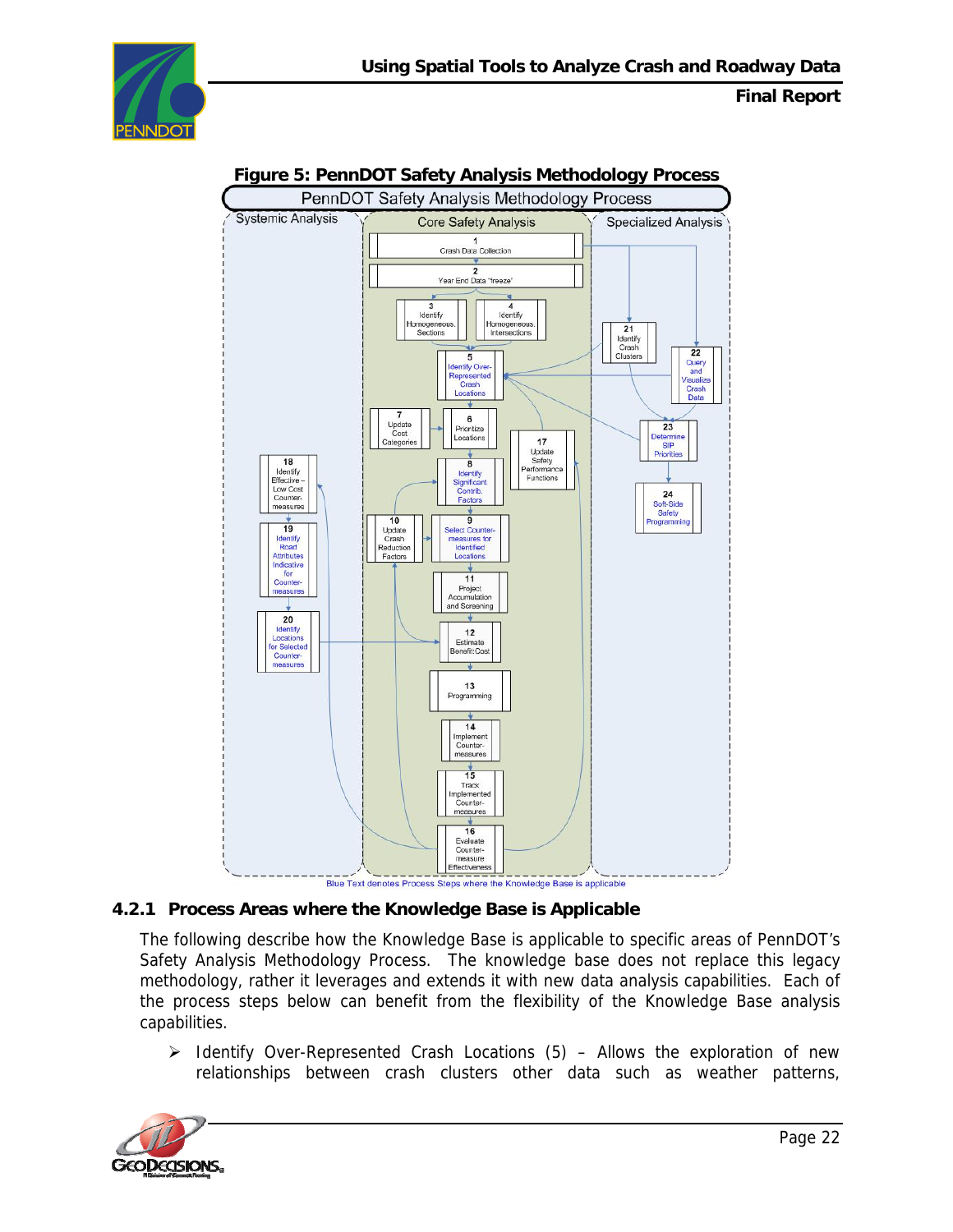**Figure 5: PennDOT Safety Analysis Methodology Process**

PennDOT Safety Analysis Methodology Process

| Systemic Analysis | Core Safety Analysis | Specialized Analysis |
|---|---|---|
| 18 Identify Effective – Low Cost Counter-measures | 1 Crash Data Collection | 21 Identify Crash Clusters |
| 19 Identify Road Attributes Indicative for Counter-measures | 2 Year End Data "freeze" | 22 Query and Visualize Crash Data |
| 20 Identify Locations for Selected Counter-measures | 3 Identify Homogeneous Sections | 23 Determine SIP Priorities |
| | 4 Identify Homogeneous Intersections | 24 Soft-Side Safety Programming |
| | 5 Identify Over-Represented Crash Locations | |
| | 6 Prioritize Locations | |
| | 7 Update Cost Categories | |
| | 8 Identify Significant Contrib. Factors | |
| | 9 Select Counter-measures for Identified Locations | |
| | 10 Update Crash Reduction Factors | |
| | 11 Project Accumulation and Screening | |
| | 12 Estimate Benefit:Cost | |
| | 13 Programming | |
| | 14 Implement Counter-measures | |
| | 15 Track Implemented Counter-measures | |
| | 16 Evaluate Counter-measure Effectiveness | |
| | 17 Update Safety Performance Functions | |

Blue Text denotes Process Steps where the Knowledge Base is applicable

### 4.2.1 Process Areas where the Knowledge Base is Applicable

The following describe how the Knowledge Base is applicable to specific areas of PennDOT's Safety Analysis Methodology Process. The knowledge base does not replace this legacy methodology, rather it leverages and extends it with new data analysis capabilities. Each of the process steps below can benefit from the flexibility of the Knowledge Base analysis capabilities.

- Identify Over-Represented Crash Locations (5) – Allows the exploration of new relationships between crash clusters other data such as weather patterns,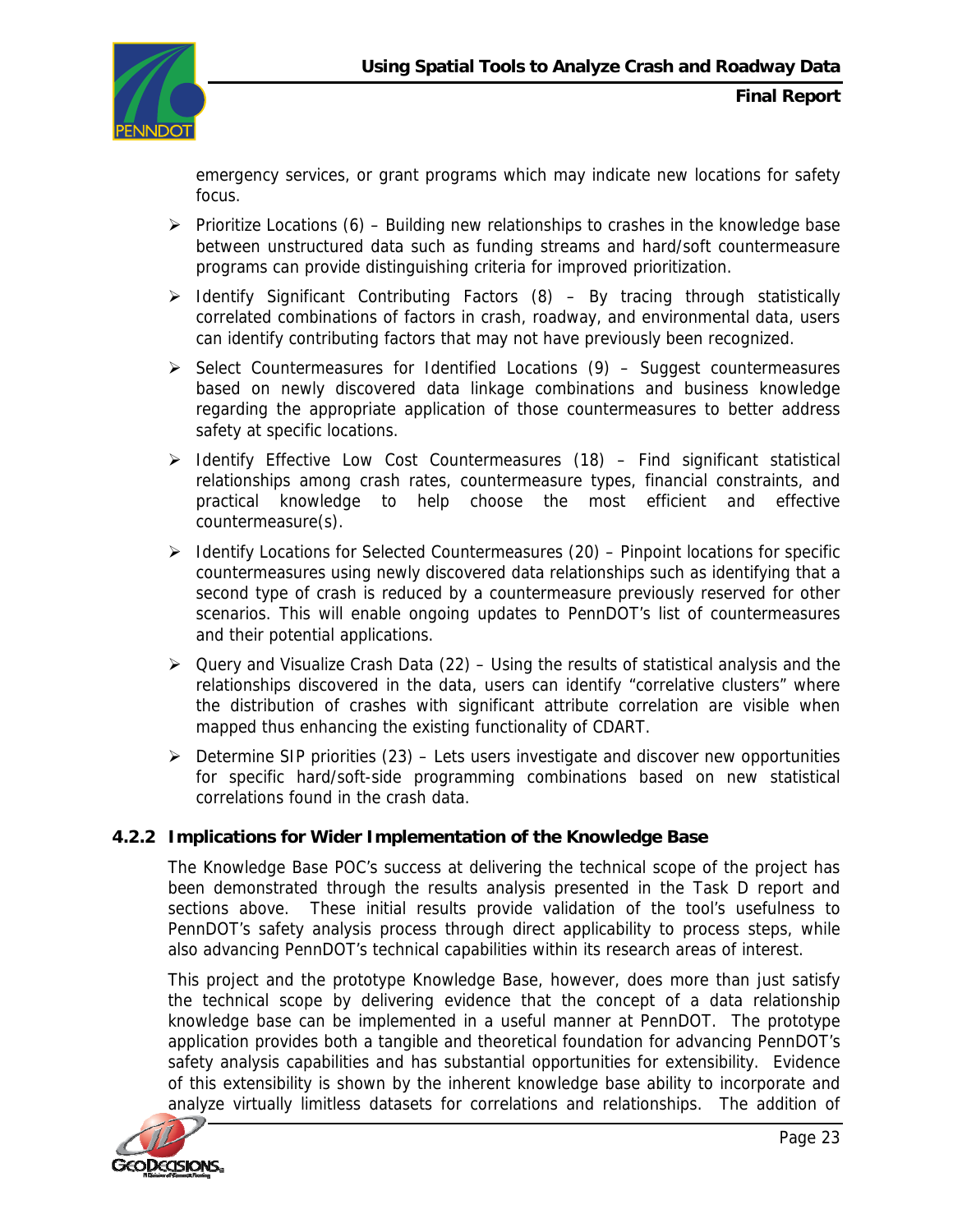emergency services, or grant programs which may indicate new locations for safety focus.

- Prioritize Locations (6) – Building new relationships to crashes in the knowledge base between unstructured data such as funding streams and hard/soft countermeasure programs can provide distinguishing criteria for improved prioritization.
- Identify Significant Contributing Factors (8) – By tracing through statistically correlated combinations of factors in crash, roadway, and environmental data, users can identify contributing factors that may not have previously been recognized.
- Select Countermeasures for Identified Locations (9) – Suggest countermeasures based on newly discovered data linkage combinations and business knowledge regarding the appropriate application of those countermeasures to better address safety at specific locations.
- Identify Effective Low Cost Countermeasures (18) – Find significant statistical relationships among crash rates, countermeasure types, financial constraints, and practical knowledge to help choose the most efficient and effective countermeasure(s).
- Identify Locations for Selected Countermeasures (20) – Pinpoint locations for specific countermeasures using newly discovered data relationships such as identifying that a second type of crash is reduced by a countermeasure previously reserved for other scenarios. This will enable ongoing updates to PennDOT's list of countermeasures and their potential applications.
- Query and Visualize Crash Data (22) – Using the results of statistical analysis and the relationships discovered in the data, users can identify "correlative clusters" where the distribution of crashes with significant attribute correlation are visible when mapped thus enhancing the existing functionality of CDART.
- Determine SIP priorities (23) – Lets users investigate and discover new opportunities for specific hard/soft-side programming combinations based on new statistical correlations found in the crash data.

### 4.2.2 Implications for Wider Implementation of the Knowledge Base

The Knowledge Base POC's success at delivering the technical scope of the project has been demonstrated through the results analysis presented in the Task D report and sections above. These initial results provide validation of the tool's usefulness to PennDOT's safety analysis process through direct applicability to process steps, while also advancing PennDOT's technical capabilities within its research areas of interest.

This project and the prototype Knowledge Base, however, does more than just satisfy the technical scope by delivering evidence that the concept of a data relationship knowledge base can be implemented in a useful manner at PennDOT. The prototype application provides both a tangible and theoretical foundation for advancing PennDOT's safety analysis capabilities and has substantial opportunities for extensibility. Evidence of this extensibility is shown by the inherent knowledge base ability to incorporate and analyze virtually limitless datasets for correlations and relationships. The addition of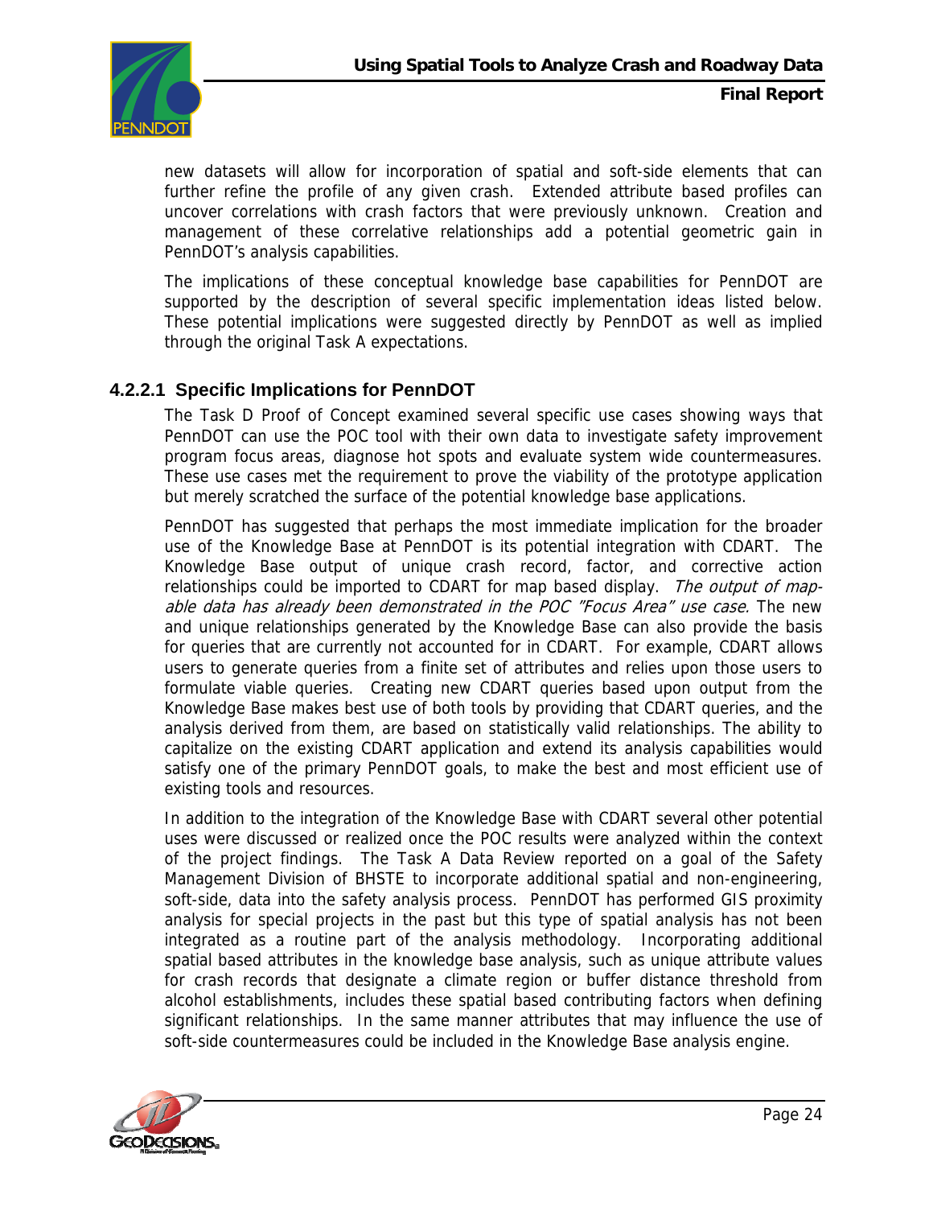new datasets will allow for incorporation of spatial and soft-side elements that can further refine the profile of any given crash. Extended attribute based profiles can uncover correlations with crash factors that were previously unknown. Creation and management of these correlative relationships add a potential geometric gain in PennDOT's analysis capabilities.

The implications of these conceptual knowledge base capabilities for PennDOT are supported by the description of several specific implementation ideas listed below. These potential implications were suggested directly by PennDOT as well as implied through the original Task A expectations.

#### 4.2.2.1 Specific Implications for PennDOT

The Task D Proof of Concept examined several specific use cases showing ways that PennDOT can use the POC tool with their own data to investigate safety improvement program focus areas, diagnose hot spots and evaluate system wide countermeasures. These use cases met the requirement to prove the viability of the prototype application but merely scratched the surface of the potential knowledge base applications.

PennDOT has suggested that perhaps the most immediate implication for the broader use of the Knowledge Base at PennDOT is its potential integration with CDART. The Knowledge Base output of unique crash record, factor, and corrective action relationships could be imported to CDART for map based display. *The output of map-able data has already been demonstrated in the POC "Focus Area" use case.* The new and unique relationships generated by the Knowledge Base can also provide the basis for queries that are currently not accounted for in CDART. For example, CDART allows users to generate queries from a finite set of attributes and relies upon those users to formulate viable queries. Creating new CDART queries based upon output from the Knowledge Base makes best use of both tools by providing that CDART queries, and the analysis derived from them, are based on statistically valid relationships. The ability to capitalize on the existing CDART application and extend its analysis capabilities would satisfy one of the primary PennDOT goals, to make the best and most efficient use of existing tools and resources.

In addition to the integration of the Knowledge Base with CDART several other potential uses were discussed or realized once the POC results were analyzed within the context of the project findings. The Task A Data Review reported on a goal of the Safety Management Division of BHSTE to incorporate additional spatial and non-engineering, soft-side, data into the safety analysis process. PennDOT has performed GIS proximity analysis for special projects in the past but this type of spatial analysis has not been integrated as a routine part of the analysis methodology. Incorporating additional spatial based attributes in the knowledge base analysis, such as unique attribute values for crash records that designate a climate region or buffer distance threshold from alcohol establishments, includes these spatial based contributing factors when defining significant relationships. In the same manner attributes that may influence the use of soft-side countermeasures could be included in the Knowledge Base analysis engine.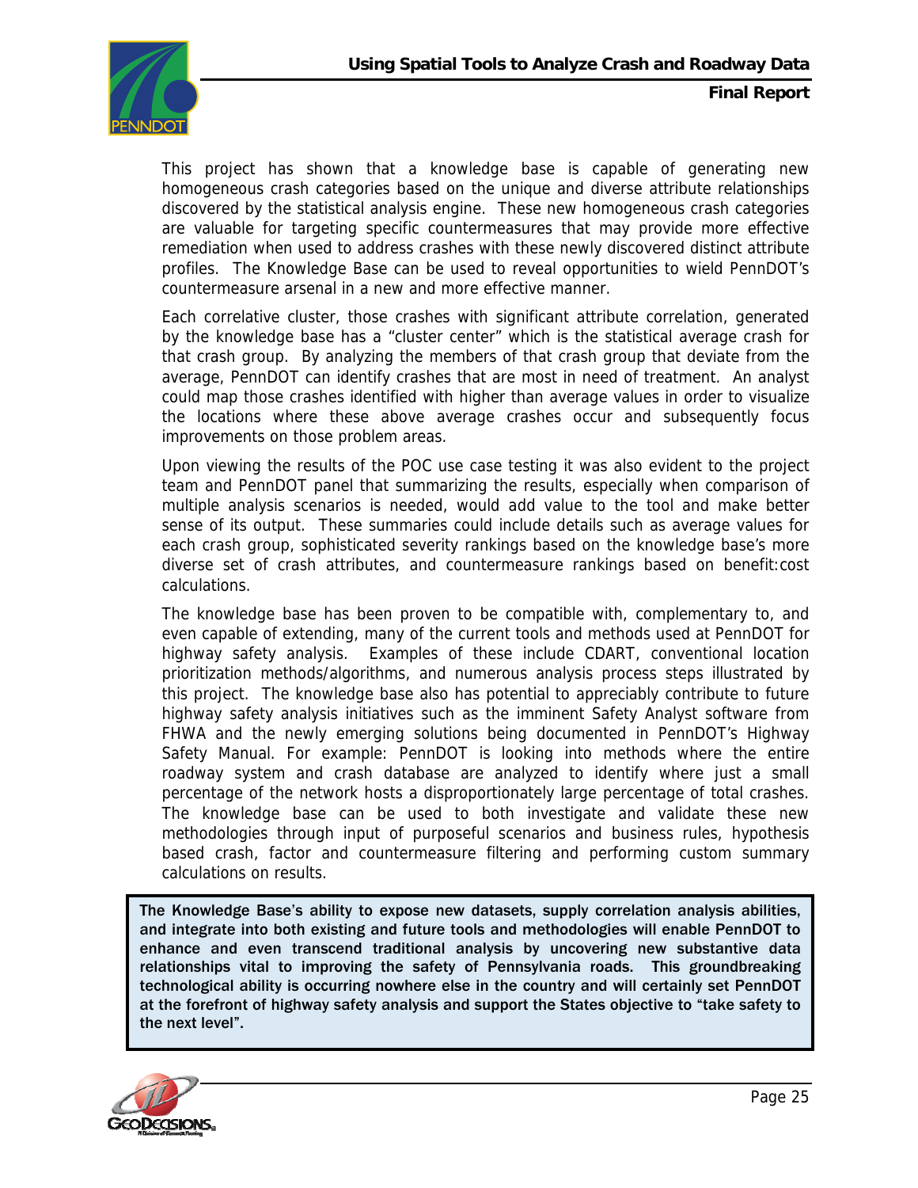This project has shown that a knowledge base is capable of generating new homogeneous crash categories based on the unique and diverse attribute relationships discovered by the statistical analysis engine. These new homogeneous crash categories are valuable for targeting specific countermeasures that may provide more effective remediation when used to address crashes with these newly discovered distinct attribute profiles. The Knowledge Base can be used to reveal opportunities to wield PennDOT's countermeasure arsenal in a new and more effective manner.

Each correlative cluster, those crashes with significant attribute correlation, generated by the knowledge base has a "cluster center" which is the statistical average crash for that crash group. By analyzing the members of that crash group that deviate from the average, PennDOT can identify crashes that are most in need of treatment. An analyst could map those crashes identified with higher than average values in order to visualize the locations where these above average crashes occur and subsequently focus improvements on those problem areas.

Upon viewing the results of the POC use case testing it was also evident to the project team and PennDOT panel that summarizing the results, especially when comparison of multiple analysis scenarios is needed, would add value to the tool and make better sense of its output. These summaries could include details such as average values for each crash group, sophisticated severity rankings based on the knowledge base's more diverse set of crash attributes, and countermeasure rankings based on benefit:cost calculations.

The knowledge base has been proven to be compatible with, complementary to, and even capable of extending, many of the current tools and methods used at PennDOT for highway safety analysis. Examples of these include CDART, conventional location prioritization methods/algorithms, and numerous analysis process steps illustrated by this project. The knowledge base also has potential to appreciably contribute to future highway safety analysis initiatives such as the imminent Safety Analyst software from FHWA and the newly emerging solutions being documented in PennDOT's Highway Safety Manual. For example: PennDOT is looking into methods where the entire roadway system and crash database are analyzed to identify where just a small percentage of the network hosts a disproportionately large percentage of total crashes. The knowledge base can be used to both investigate and validate these new methodologies through input of purposeful scenarios and business rules, hypothesis based crash, factor and countermeasure filtering and performing custom summary calculations on results.

**The Knowledge Base's ability to expose new datasets, supply correlation analysis abilities, and integrate into both existing and future tools and methodologies will enable PennDOT to enhance and even transcend traditional analysis by uncovering new substantive data relationships vital to improving the safety of Pennsylvania roads. This groundbreaking technological ability is occurring nowhere else in the country and will certainly set PennDOT at the forefront of highway safety analysis and support the States objective to "take safety to the next level".**